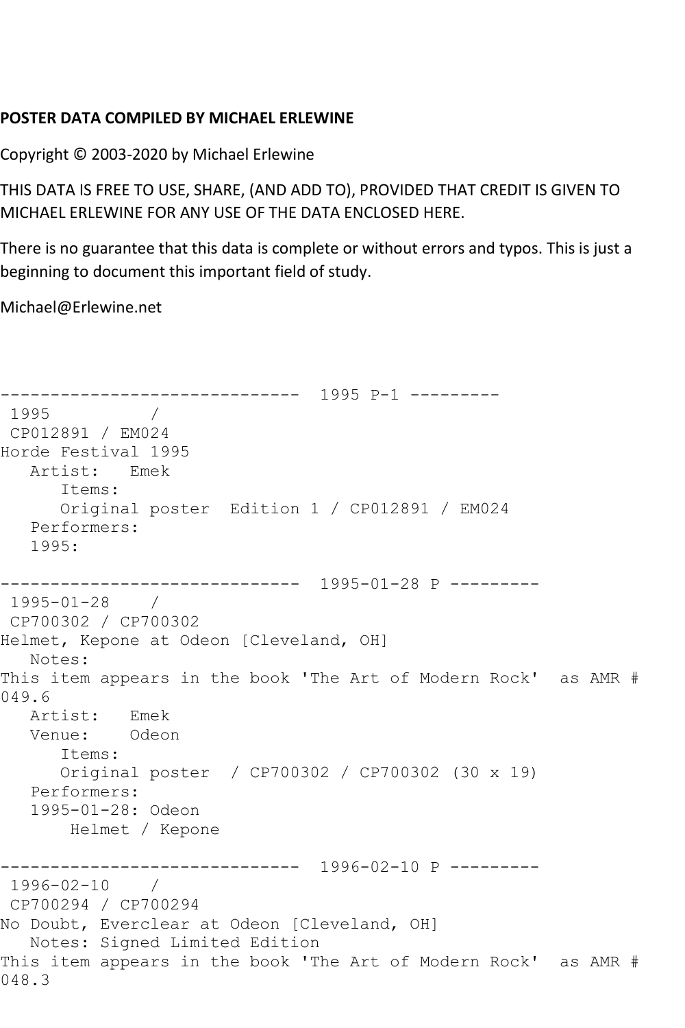**POSTER DATA COMPILED BY MICHAEL ERLEWINE**

Copyright © 2003-2020 by Michael Erlewine

THIS DATA IS FREE TO USE, SHARE, (AND ADD TO), PROVIDED THAT CREDIT IS GIVEN TO MICHAEL ERLEWINE FOR ANY USE OF THE DATA ENCLOSED HERE.

There is no guarantee that this data is complete or without errors and typos. This is just a beginning to document this important field of study.

Michael@Erlewine.net

```
------------------------------  1995 P-1 ---------
 1995          /
 CP012891 / EM024
Horde Festival 1995
   Artist:   Emek
      Items:
      Original poster  Edition 1 / CP012891 / EM024
   Performers:
   1995:

------------------------------  1995-01-28 P ---------
 1995-01-28    /
 CP700302 / CP700302
Helmet, Kepone at Odeon [Cleveland, OH]
   Notes:
This item appears in the book 'The Art of Modern Rock'  as AMR #
049.6
   Artist:   Emek
   Venue:    Odeon
      Items:
      Original poster  / CP700302 / CP700302 (30 x 19)
   Performers:
   1995-01-28: Odeon
       Helmet / Kepone

------------------------------  1996-02-10 P ---------
 1996-02-10    /
 CP700294 / CP700294
No Doubt, Everclear at Odeon [Cleveland, OH]
   Notes: Signed Limited Edition
This item appears in the book 'The Art of Modern Rock'  as AMR #
048.3
```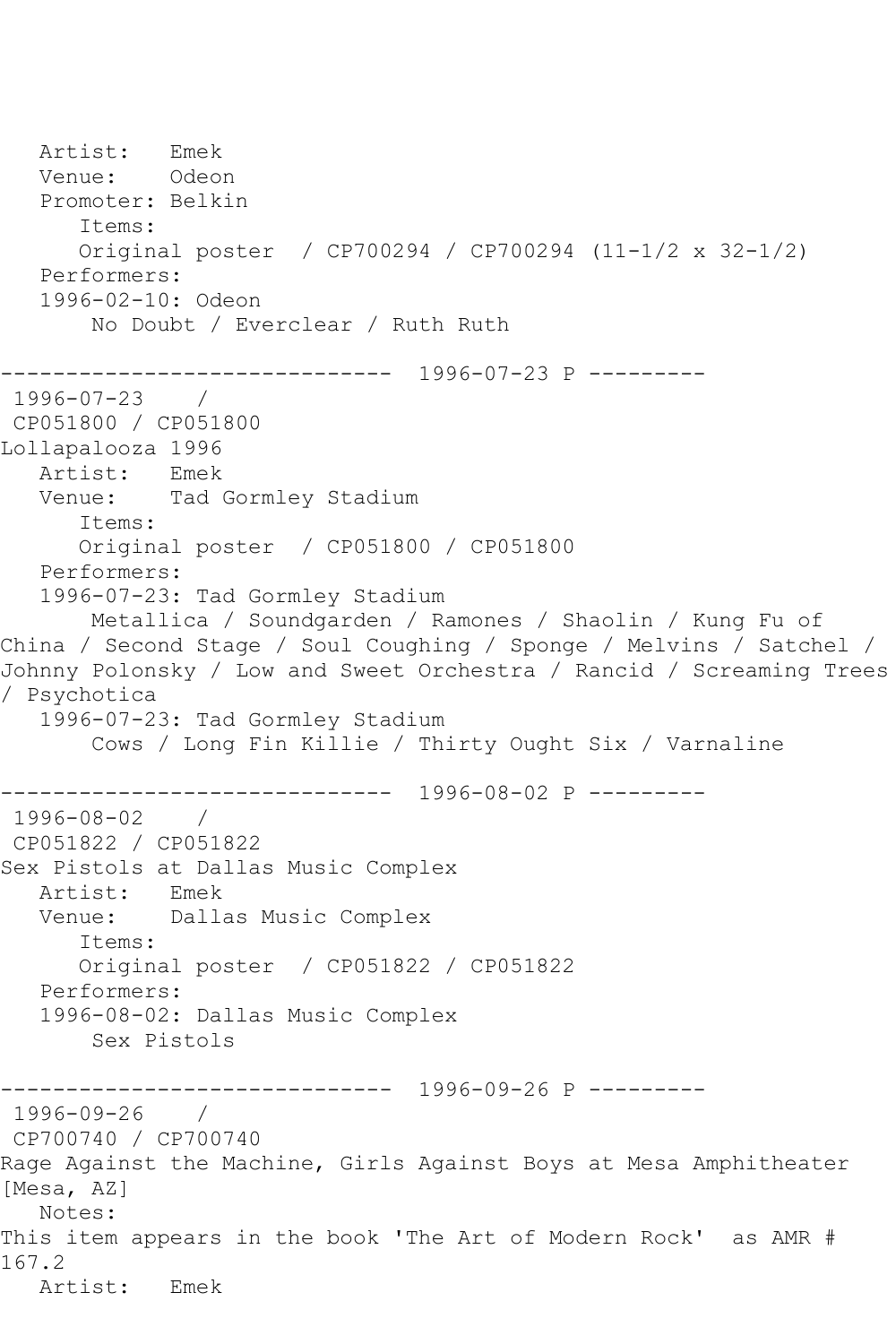Artist: Emek
Venue: Odeon
Promoter: Belkin
Items:
Original poster / CP700294 / CP700294 (11-1/2 x 32-1/2)
Performers:
1996-02-10: Odeon
No Doubt / Everclear / Ruth Ruth

------------------------------ 1996-07-23 P ---------

1996-07-23 /
CP051800 / CP051800
Lollapalooza 1996
Artist: Emek
Venue: Tad Gormley Stadium
Items:
Original poster / CP051800 / CP051800
Performers:
1996-07-23: Tad Gormley Stadium
Metallica / Soundgarden / Ramones / Shaolin / Kung Fu of China / Second Stage / Soul Coughing / Sponge / Melvins / Satchel / Johnny Polonsky / Low and Sweet Orchestra / Rancid / Screaming Trees / Psychotica
1996-07-23: Tad Gormley Stadium
Cows / Long Fin Killie / Thirty Ought Six / Varnaline

------------------------------ 1996-08-02 P ---------

1996-08-02 /
CP051822 / CP051822
Sex Pistols at Dallas Music Complex
Artist: Emek
Venue: Dallas Music Complex
Items:
Original poster / CP051822 / CP051822
Performers:
1996-08-02: Dallas Music Complex
Sex Pistols

------------------------------ 1996-09-26 P ---------

1996-09-26 /
CP700740 / CP700740
Rage Against the Machine, Girls Against Boys at Mesa Amphitheater [Mesa, AZ]
Notes:
This item appears in the book 'The Art of Modern Rock' as AMR # 167.2
Artist: Emek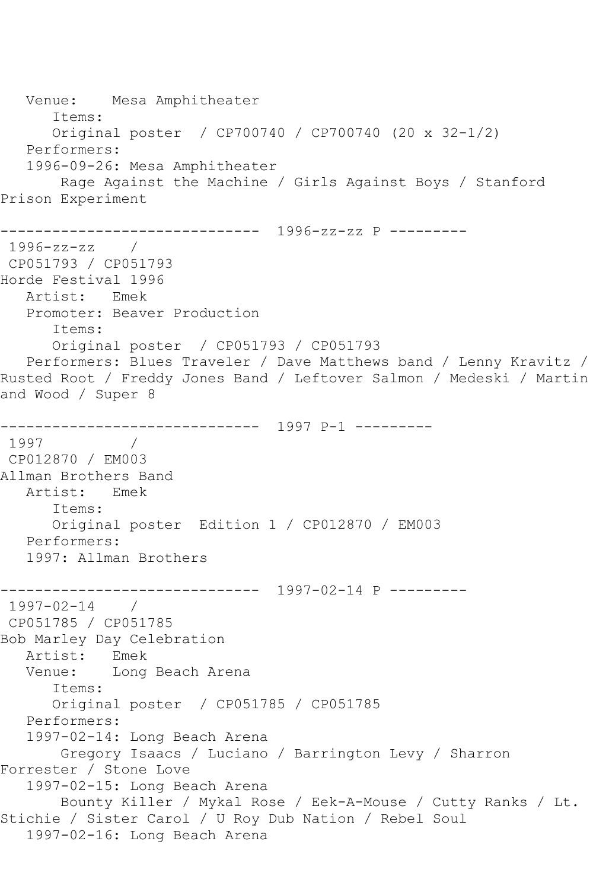Venue:    Mesa Amphitheater
      Items:
      Original poster  / CP700740 / CP700740 (20 x 32-1/2)
   Performers:
   1996-09-26: Mesa Amphitheater
       Rage Against the Machine / Girls Against Boys / Stanford Prison Experiment

------------------------------  1996-zz-zz P ---------

1996-zz-zz    /
CP051793 / CP051793
Horde Festival 1996
   Artist:   Emek
   Promoter: Beaver Production
      Items:
      Original poster  / CP051793 / CP051793
   Performers: Blues Traveler / Dave Matthews band / Lenny Kravitz / Rusted Root / Freddy Jones Band / Leftover Salmon / Medeski / Martin and Wood / Super 8

------------------------------  1997 P-1 ---------

1997          /
CP012870 / EM003
Allman Brothers Band
   Artist:   Emek
      Items:
      Original poster  Edition 1 / CP012870 / EM003
   Performers:
   1997: Allman Brothers

------------------------------  1997-02-14 P ---------

1997-02-14    /
CP051785 / CP051785
Bob Marley Day Celebration
   Artist:   Emek
   Venue:    Long Beach Arena
      Items:
      Original poster  / CP051785 / CP051785
   Performers:
   1997-02-14: Long Beach Arena
       Gregory Isaacs / Luciano / Barrington Levy / Sharron Forrester / Stone Love
   1997-02-15: Long Beach Arena
       Bounty Killer / Mykal Rose / Eek-A-Mouse / Cutty Ranks / Lt. Stichie / Sister Carol / U Roy Dub Nation / Rebel Soul
   1997-02-16: Long Beach Arena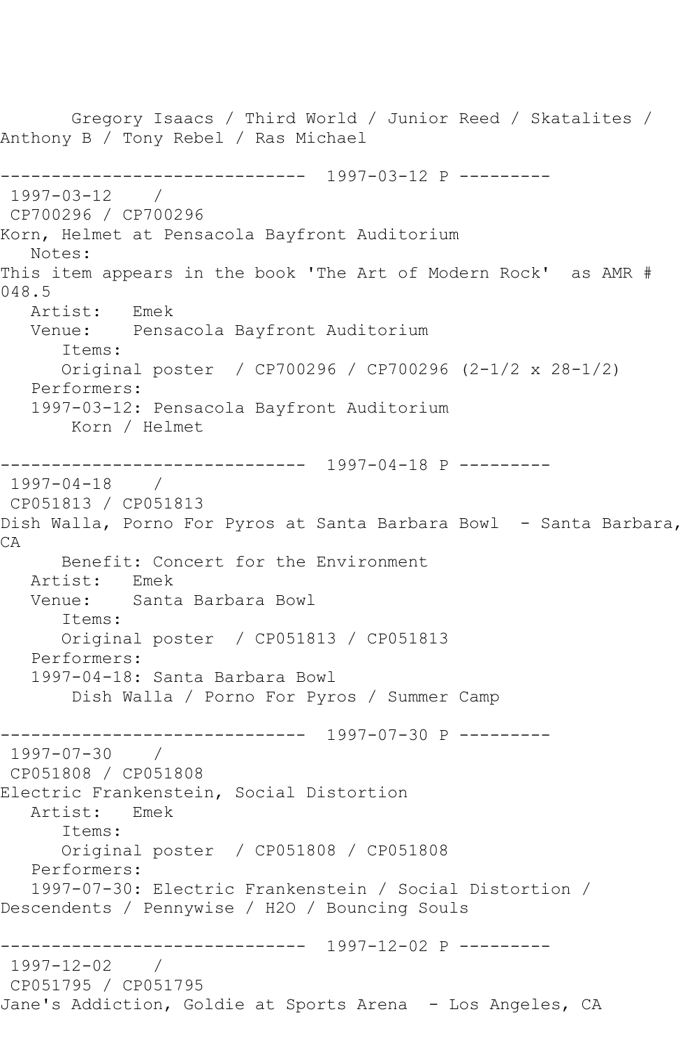Gregory Isaacs / Third World / Junior Reed / Skatalites / Anthony B / Tony Rebel / Ras Michael

------------------------------ 1997-03-12 P ---------

1997-03-12 /
CP700296 / CP700296
Korn, Helmet at Pensacola Bayfront Auditorium
Notes:
This item appears in the book 'The Art of Modern Rock' as AMR # 048.5
Artist: Emek
Venue: Pensacola Bayfront Auditorium
Items:
Original poster / CP700296 / CP700296 (2-1/2 x 28-1/2)
Performers:
1997-03-12: Pensacola Bayfront Auditorium
Korn / Helmet

------------------------------ 1997-04-18 P ---------

1997-04-18 /
CP051813 / CP051813
Dish Walla, Porno For Pyros at Santa Barbara Bowl - Santa Barbara, CA
Benefit: Concert for the Environment
Artist: Emek
Venue: Santa Barbara Bowl
Items:
Original poster / CP051813 / CP051813
Performers:
1997-04-18: Santa Barbara Bowl
Dish Walla / Porno For Pyros / Summer Camp

------------------------------ 1997-07-30 P ---------

1997-07-30 /
CP051808 / CP051808
Electric Frankenstein, Social Distortion
Artist: Emek
Items:
Original poster / CP051808 / CP051808
Performers:
1997-07-30: Electric Frankenstein / Social Distortion / Descendents / Pennywise / H2O / Bouncing Souls

------------------------------ 1997-12-02 P ---------

1997-12-02 /
CP051795 / CP051795
Jane's Addiction, Goldie at Sports Arena - Los Angeles, CA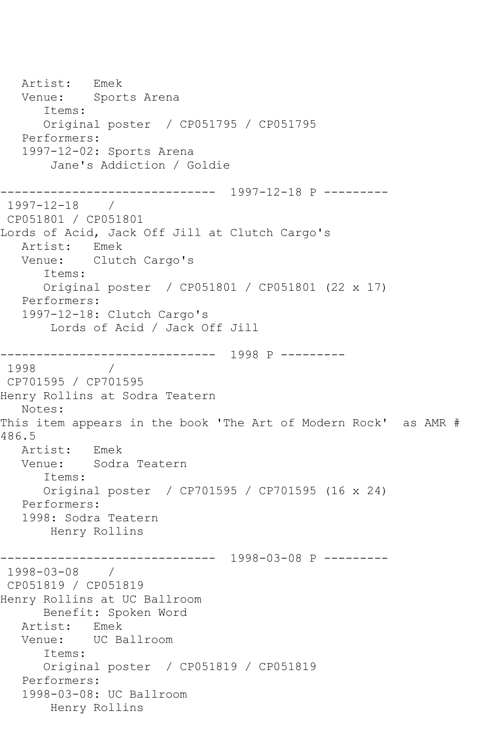```
   Artist:   Emek
   Venue:    Sports Arena
      Items:
      Original poster  / CP051795 / CP051795
   Performers:
   1997-12-02: Sports Arena
       Jane's Addiction / Goldie

------------------------------  1997-12-18 P ---------
 1997-12-18    /
 CP051801 / CP051801
Lords of Acid, Jack Off Jill at Clutch Cargo's
   Artist:   Emek
   Venue:    Clutch Cargo's
      Items:
      Original poster  / CP051801 / CP051801 (22 x 17)
   Performers:
   1997-12-18: Clutch Cargo's
       Lords of Acid / Jack Off Jill

------------------------------  1998 P ---------
 1998          /
 CP701595 / CP701595
Henry Rollins at Sodra Teatern
   Notes:
This item appears in the book 'The Art of Modern Rock'  as AMR #
486.5
   Artist:   Emek
   Venue:    Sodra Teatern
      Items:
      Original poster  / CP701595 / CP701595 (16 x 24)
   Performers:
   1998: Sodra Teatern
       Henry Rollins

------------------------------  1998-03-08 P ---------
 1998-03-08    /
 CP051819 / CP051819
Henry Rollins at UC Ballroom
      Benefit: Spoken Word
   Artist:   Emek
   Venue:    UC Ballroom
      Items:
      Original poster  / CP051819 / CP051819
   Performers:
   1998-03-08: UC Ballroom
       Henry Rollins
```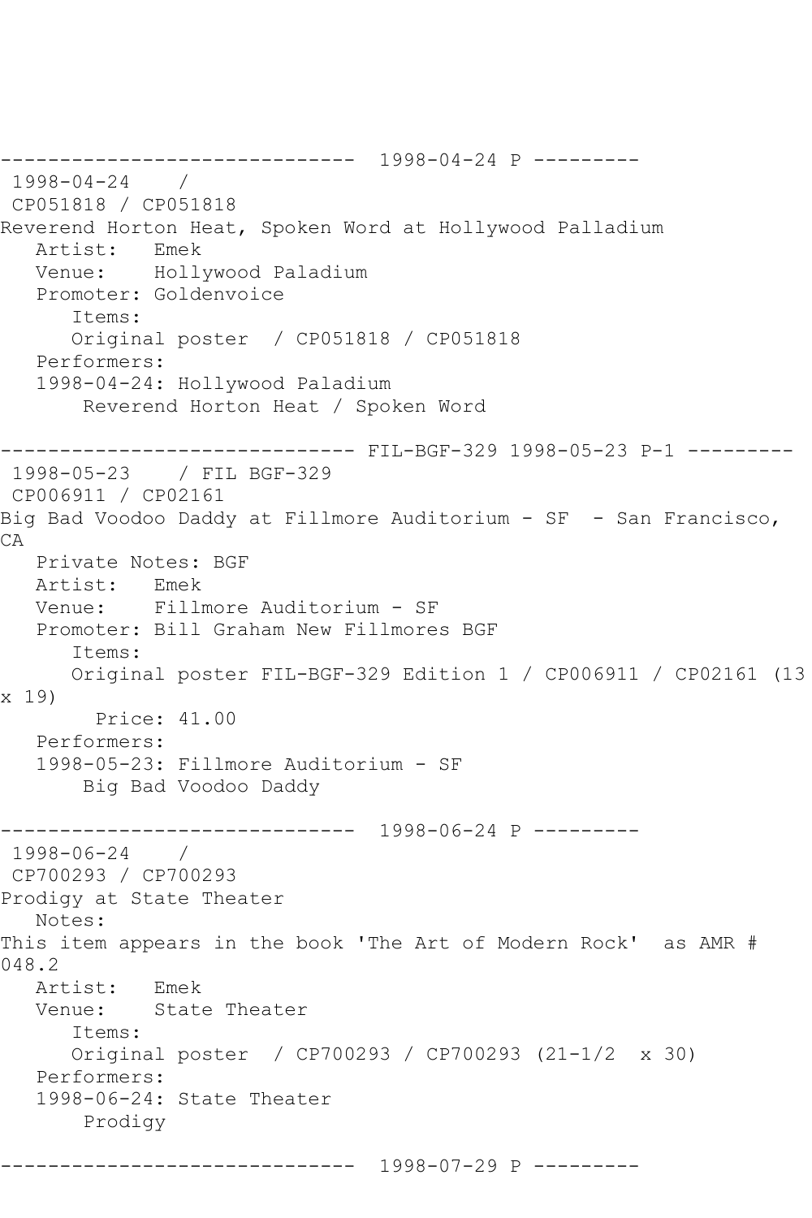------------------------------ 1998-04-24 P ---------

1998-04-24 /
CP051818 / CP051818
Reverend Horton Heat, Spoken Word at Hollywood Palladium
Artist: Emek
Venue: Hollywood Paladium
Promoter: Goldenvoice
Items:
Original poster / CP051818 / CP051818
Performers:
1998-04-24: Hollywood Paladium
Reverend Horton Heat / Spoken Word

------------------------------ FIL-BGF-329 1998-05-23 P-1 ---------

1998-05-23 / FIL BGF-329
CP006911 / CP02161
Big Bad Voodoo Daddy at Fillmore Auditorium - SF - San Francisco, CA
Private Notes: BGF
Artist: Emek
Venue: Fillmore Auditorium - SF
Promoter: Bill Graham New Fillmores BGF
Items:
Original poster FIL-BGF-329 Edition 1 / CP006911 / CP02161 (13 x 19)
Price: 41.00
Performers:
1998-05-23: Fillmore Auditorium - SF
Big Bad Voodoo Daddy

------------------------------ 1998-06-24 P ---------

1998-06-24 /
CP700293 / CP700293
Prodigy at State Theater
Notes:
This item appears in the book 'The Art of Modern Rock' as AMR # 048.2
Artist: Emek
Venue: State Theater
Items:
Original poster / CP700293 / CP700293 (21-1/2 x 30)
Performers:
1998-06-24: State Theater
Prodigy

------------------------------ 1998-07-29 P ---------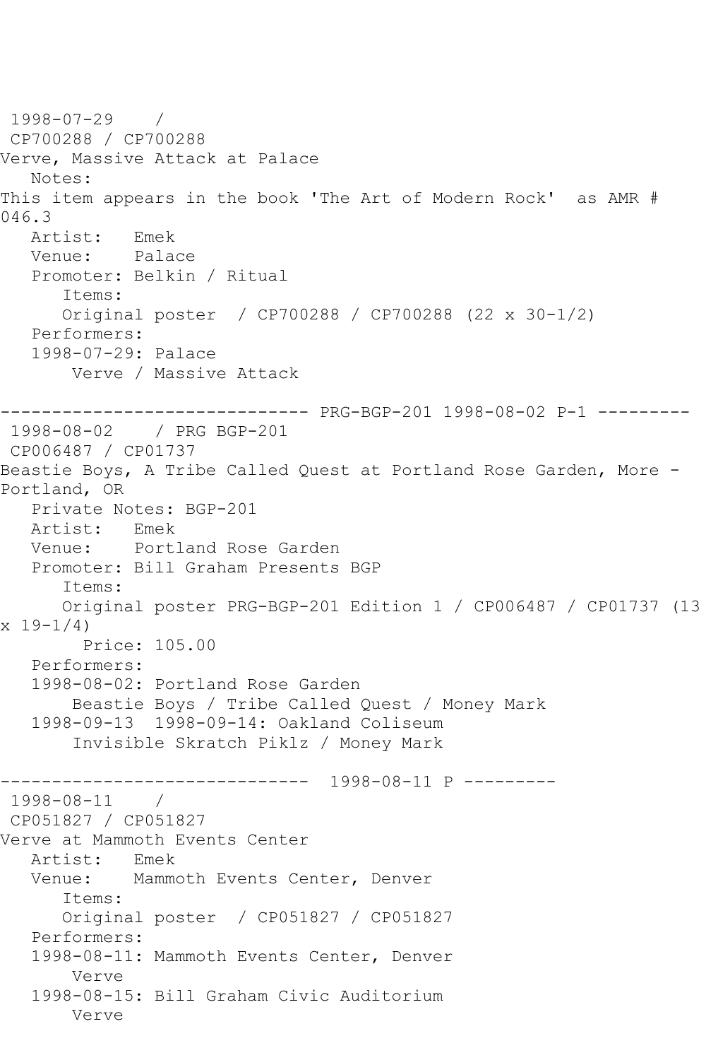1998-07-29 /
CP700288 / CP700288
Verve, Massive Attack at Palace
Notes:
This item appears in the book 'The Art of Modern Rock' as AMR # 046.3
Artist: Emek
Venue: Palace
Promoter: Belkin / Ritual
Items:
Original poster / CP700288 / CP700288 (22 x 30-1/2)
Performers:
1998-07-29: Palace
Verve / Massive Attack

------------------------------ PRG-BGP-201 1998-08-02 P-1 ---------

1998-08-02 / PRG BGP-201
CP006487 / CP01737
Beastie Boys, A Tribe Called Quest at Portland Rose Garden, More - Portland, OR
Private Notes: BGP-201
Artist: Emek
Venue: Portland Rose Garden
Promoter: Bill Graham Presents BGP
Items:
Original poster PRG-BGP-201 Edition 1 / CP006487 / CP01737 (13 x 19-1/4)
Price: 105.00
Performers:
1998-08-02: Portland Rose Garden
Beastie Boys / Tribe Called Quest / Money Mark
1998-09-13 1998-09-14: Oakland Coliseum
Invisible Skratch Piklz / Money Mark

------------------------------ 1998-08-11 P ---------

1998-08-11 /
CP051827 / CP051827
Verve at Mammoth Events Center
Artist: Emek
Venue: Mammoth Events Center, Denver
Items:
Original poster / CP051827 / CP051827
Performers:
1998-08-11: Mammoth Events Center, Denver
Verve
1998-08-15: Bill Graham Civic Auditorium
Verve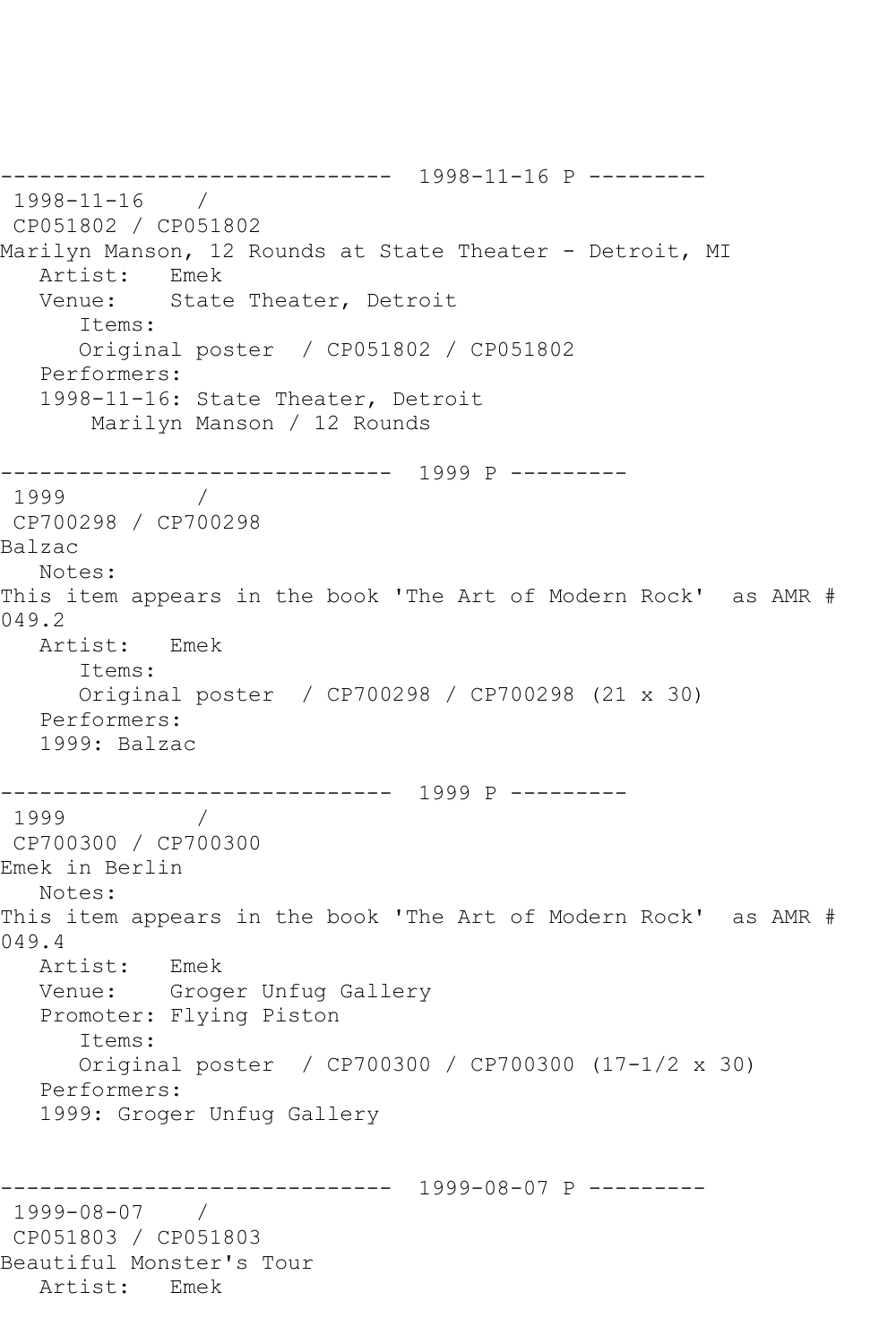```
------------------------------  1998-11-16 P ---------
 1998-11-16    / 
 CP051802 / CP051802
Marilyn Manson, 12 Rounds at State Theater - Detroit, MI
   Artist:   Emek
   Venue:    State Theater, Detroit
      Items:
      Original poster  / CP051802 / CP051802
   Performers:
   1998-11-16: State Theater, Detroit
       Marilyn Manson / 12 Rounds

------------------------------  1999 P ---------
 1999          / 
 CP700298 / CP700298
Balzac
   Notes:
This item appears in the book 'The Art of Modern Rock'  as AMR # 
049.2
   Artist:   Emek
      Items:
      Original poster  / CP700298 / CP700298 (21 x 30)
   Performers:
   1999: Balzac

------------------------------  1999 P ---------
 1999          / 
 CP700300 / CP700300
Emek in Berlin
   Notes:
This item appears in the book 'The Art of Modern Rock'  as AMR # 
049.4
   Artist:   Emek
   Venue:    Groger Unfug Gallery
   Promoter: Flying Piston
      Items:
      Original poster  / CP700300 / CP700300 (17-1/2 x 30)
   Performers:
   1999: Groger Unfug Gallery


------------------------------  1999-08-07 P ---------
 1999-08-07    / 
 CP051803 / CP051803
Beautiful Monster's Tour
   Artist:   Emek
```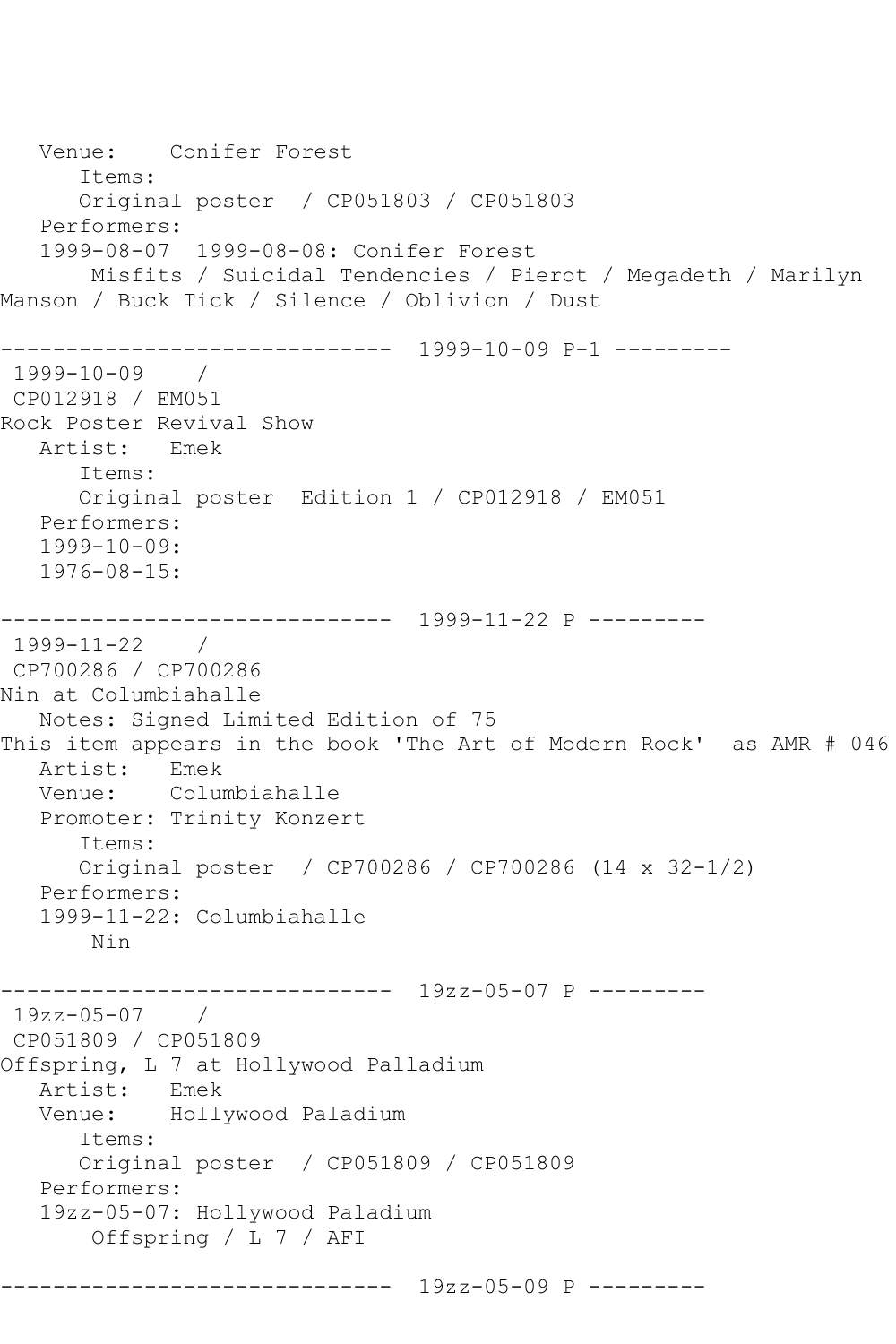Venue:    Conifer Forest
      Items:
      Original poster  / CP051803 / CP051803
   Performers:
   1999-08-07  1999-08-08: Conifer Forest
       Misfits / Suicidal Tendencies / Pierot / Megadeth / Marilyn Manson / Buck Tick / Silence / Oblivion / Dust

------------------------------  1999-10-09 P-1 ---------

1999-10-09    /
CP012918 / EM051
Rock Poster Revival Show
   Artist:   Emek
      Items:
      Original poster  Edition 1 / CP012918 / EM051
   Performers:
   1999-10-09:
   1976-08-15:

------------------------------  1999-11-22 P ---------

1999-11-22    /
CP700286 / CP700286
Nin at Columbiahalle
   Notes: Signed Limited Edition of 75
This item appears in the book 'The Art of Modern Rock'  as AMR # 046
   Artist:   Emek
   Venue:    Columbiahalle
   Promoter: Trinity Konzert
      Items:
      Original poster  / CP700286 / CP700286 (14 x 32-1/2)
   Performers:
   1999-11-22: Columbiahalle
       Nin

------------------------------  19zz-05-07 P ---------

19zz-05-07    /
CP051809 / CP051809
Offspring, L 7 at Hollywood Palladium
   Artist:   Emek
   Venue:    Hollywood Paladium
      Items:
      Original poster  / CP051809 / CP051809
   Performers:
   19zz-05-07: Hollywood Paladium
       Offspring / L 7 / AFI

------------------------------  19zz-05-09 P ---------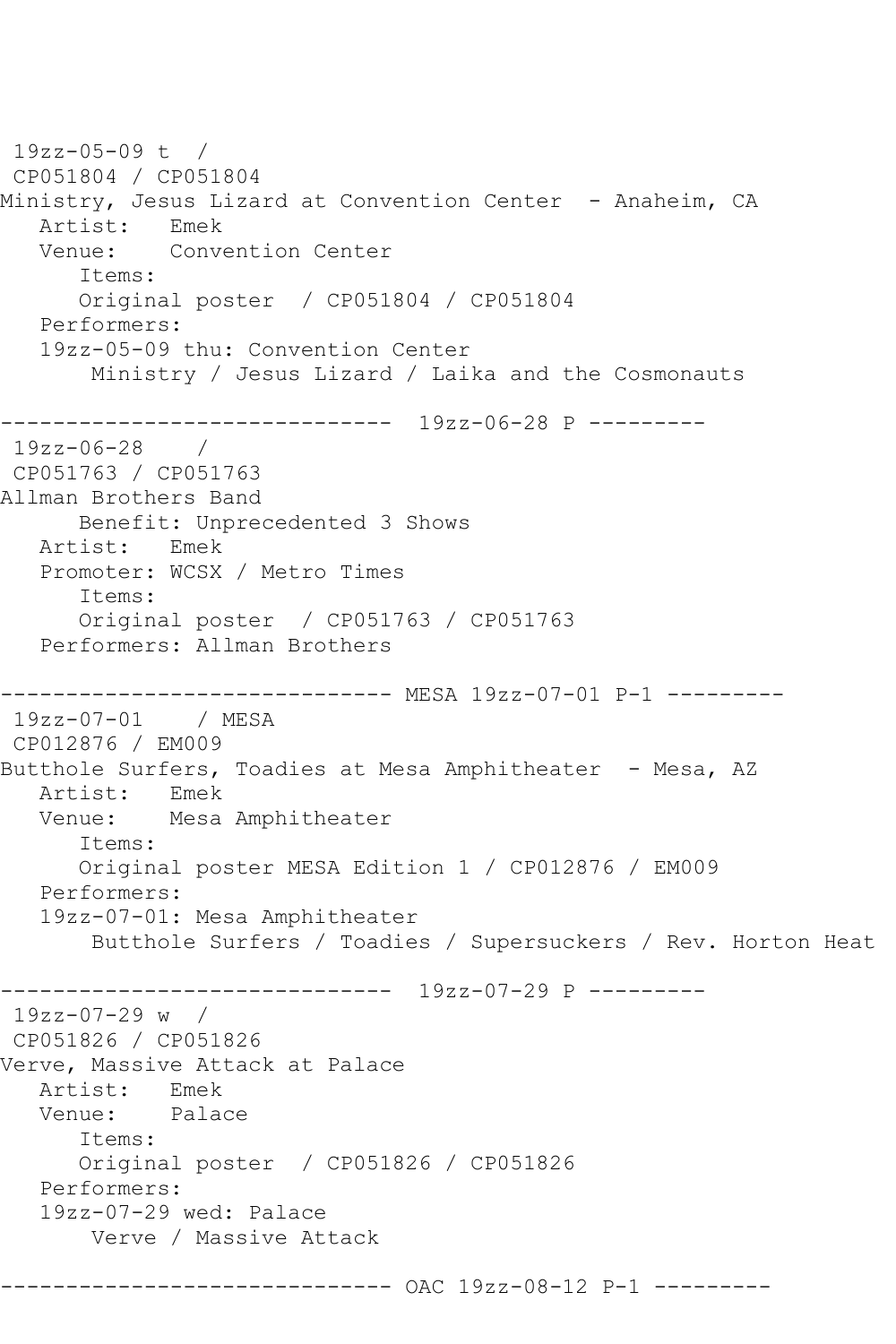```
 19zz-05-09 t  /
 CP051804 / CP051804
Ministry, Jesus Lizard at Convention Center  - Anaheim, CA
   Artist:   Emek
   Venue:    Convention Center
      Items:
      Original poster  / CP051804 / CP051804
   Performers:
   19zz-05-09 thu: Convention Center
       Ministry / Jesus Lizard / Laika and the Cosmonauts

------------------------------  19zz-06-28 P ---------
 19zz-06-28    /
 CP051763 / CP051763
Allman Brothers Band
      Benefit: Unprecedented 3 Shows
   Artist:   Emek
   Promoter: WCSX / Metro Times
      Items:
      Original poster  / CP051763 / CP051763
   Performers: Allman Brothers

------------------------------ MESA 19zz-07-01 P-1 ---------
 19zz-07-01    / MESA
 CP012876 / EM009
Butthole Surfers, Toadies at Mesa Amphitheater  - Mesa, AZ
   Artist:   Emek
   Venue:    Mesa Amphitheater
      Items:
      Original poster MESA Edition 1 / CP012876 / EM009
   Performers:
   19zz-07-01: Mesa Amphitheater
       Butthole Surfers / Toadies / Supersuckers / Rev. Horton Heat

------------------------------  19zz-07-29 P ---------
 19zz-07-29 w  /
 CP051826 / CP051826
Verve, Massive Attack at Palace
   Artist:   Emek
   Venue:    Palace
      Items:
      Original poster  / CP051826 / CP051826
   Performers:
   19zz-07-29 wed: Palace
       Verve / Massive Attack

------------------------------ OAC 19zz-08-12 P-1 ---------
```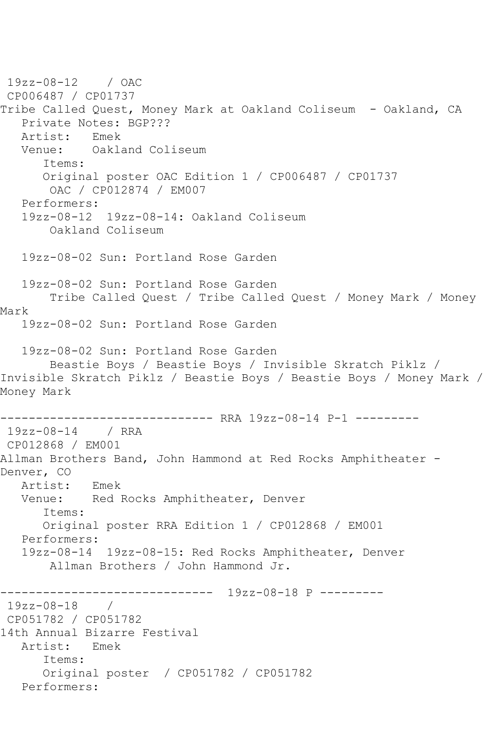19zz-08-12    / OAC
CP006487 / CP01737
Tribe Called Quest, Money Mark at Oakland Coliseum  - Oakland, CA
   Private Notes: BGP???
   Artist:   Emek
   Venue:    Oakland Coliseum
      Items:
      Original poster OAC Edition 1 / CP006487 / CP01737
       OAC / CP012874 / EM007
   Performers:
   19zz-08-12  19zz-08-14: Oakland Coliseum
       Oakland Coliseum

   19zz-08-02 Sun: Portland Rose Garden

   19zz-08-02 Sun: Portland Rose Garden
       Tribe Called Quest / Tribe Called Quest / Money Mark / Money Mark
   19zz-08-02 Sun: Portland Rose Garden

   19zz-08-02 Sun: Portland Rose Garden
       Beastie Boys / Beastie Boys / Invisible Skratch Piklz / Invisible Skratch Piklz / Beastie Boys / Beastie Boys / Money Mark / Money Mark

------------------------------ RRA 19zz-08-14 P-1 ---------
19zz-08-14    / RRA
CP012868 / EM001
Allman Brothers Band, John Hammond at Red Rocks Amphitheater - Denver, CO
   Artist:   Emek
   Venue:    Red Rocks Amphitheater, Denver
      Items:
      Original poster RRA Edition 1 / CP012868 / EM001
   Performers:
   19zz-08-14  19zz-08-15: Red Rocks Amphitheater, Denver
       Allman Brothers / John Hammond Jr.

------------------------------  19zz-08-18 P ---------
19zz-08-18    /
CP051782 / CP051782
14th Annual Bizarre Festival
   Artist:   Emek
      Items:
      Original poster  / CP051782 / CP051782
   Performers: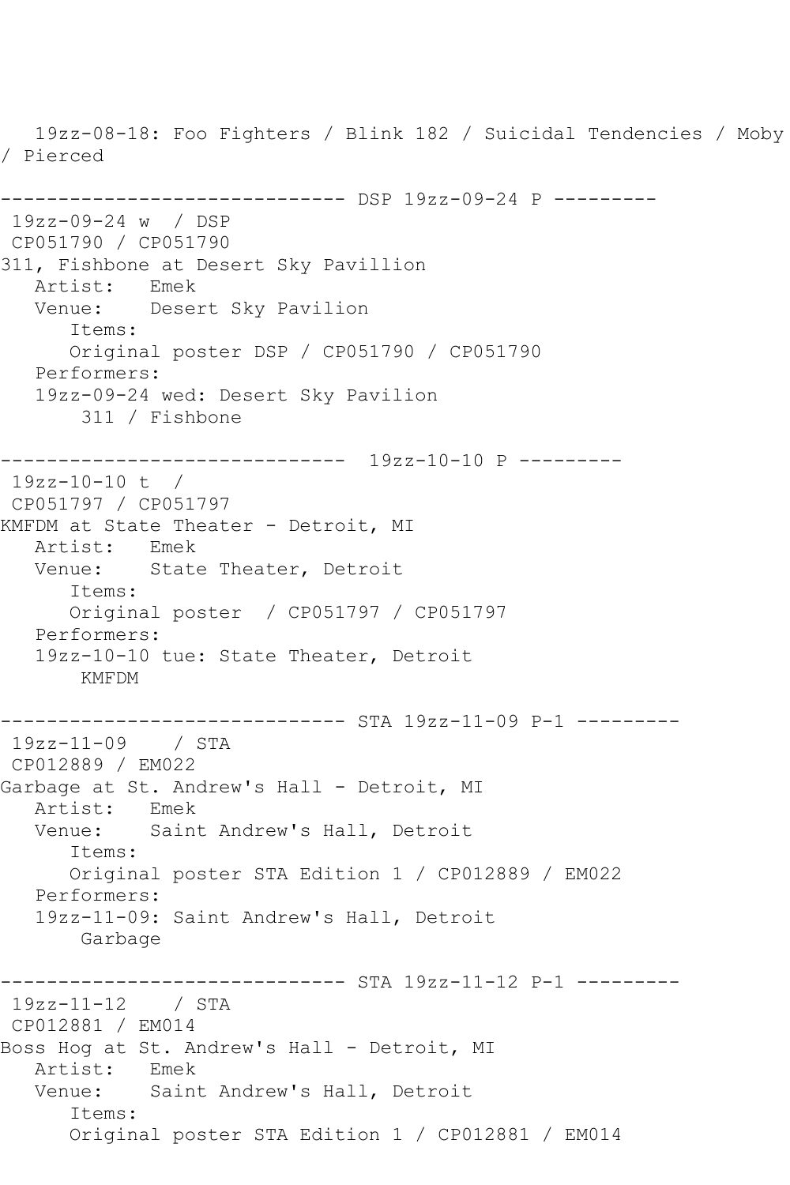```
   19zz-08-18: Foo Fighters / Blink 182 / Suicidal Tendencies / Moby
/ Pierced

------------------------------ DSP 19zz-09-24 P ---------
 19zz-09-24 w  / DSP
 CP051790 / CP051790
311, Fishbone at Desert Sky Pavillion
   Artist:   Emek
   Venue:    Desert Sky Pavilion
      Items:
      Original poster DSP / CP051790 / CP051790
   Performers:
   19zz-09-24 wed: Desert Sky Pavilion
       311 / Fishbone

------------------------------  19zz-10-10 P ---------
 19zz-10-10 t  /
 CP051797 / CP051797
KMFDM at State Theater - Detroit, MI
   Artist:   Emek
   Venue:    State Theater, Detroit
      Items:
      Original poster  / CP051797 / CP051797
   Performers:
   19zz-10-10 tue: State Theater, Detroit
       KMFDM

------------------------------ STA 19zz-11-09 P-1 ---------
 19zz-11-09    / STA
 CP012889 / EM022
Garbage at St. Andrew's Hall - Detroit, MI
   Artist:   Emek
   Venue:    Saint Andrew's Hall, Detroit
      Items:
      Original poster STA Edition 1 / CP012889 / EM022
   Performers:
   19zz-11-09: Saint Andrew's Hall, Detroit
       Garbage

------------------------------ STA 19zz-11-12 P-1 ---------
 19zz-11-12    / STA
 CP012881 / EM014
Boss Hog at St. Andrew's Hall - Detroit, MI
   Artist:   Emek
   Venue:    Saint Andrew's Hall, Detroit
      Items:
      Original poster STA Edition 1 / CP012881 / EM014
```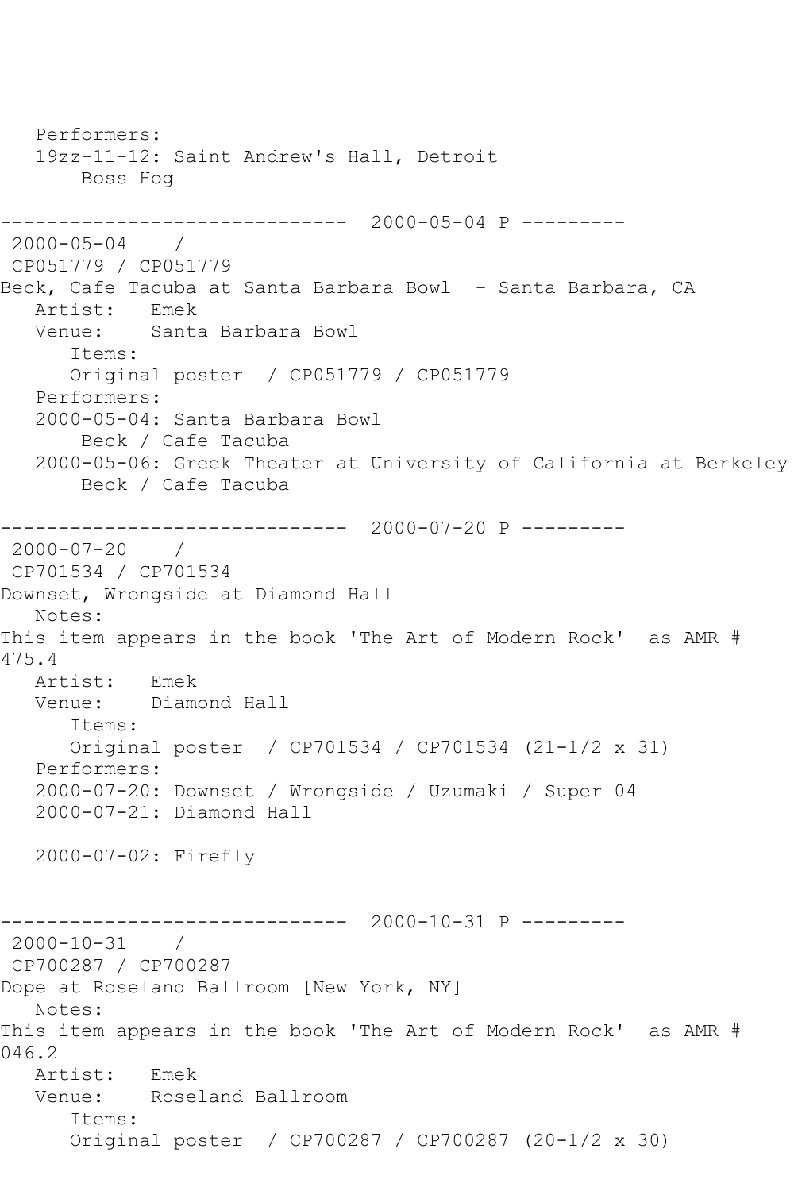Performers:
   19zz-11-12: Saint Andrew's Hall, Detroit
       Boss Hog

------------------------------  2000-05-04 P ---------
 2000-05-04    /
 CP051779 / CP051779
Beck, Cafe Tacuba at Santa Barbara Bowl  - Santa Barbara, CA
   Artist:   Emek
   Venue:    Santa Barbara Bowl
      Items:
      Original poster  / CP051779 / CP051779
   Performers:
   2000-05-04: Santa Barbara Bowl
       Beck / Cafe Tacuba
   2000-05-06: Greek Theater at University of California at Berkeley
       Beck / Cafe Tacuba

------------------------------  2000-07-20 P ---------
 2000-07-20    /
 CP701534 / CP701534
Downset, Wrongside at Diamond Hall
   Notes:
This item appears in the book 'The Art of Modern Rock'  as AMR # 475.4
   Artist:   Emek
   Venue:    Diamond Hall
      Items:
      Original poster  / CP701534 / CP701534 (21-1/2 x 31)
   Performers:
   2000-07-20: Downset / Wrongside / Uzumaki / Super 04
   2000-07-21: Diamond Hall

   2000-07-02: Firefly

------------------------------  2000-10-31 P ---------
 2000-10-31    /
 CP700287 / CP700287
Dope at Roseland Ballroom [New York, NY]
   Notes:
This item appears in the book 'The Art of Modern Rock'  as AMR # 046.2
   Artist:   Emek
   Venue:    Roseland Ballroom
      Items:
      Original poster  / CP700287 / CP700287 (20-1/2 x 30)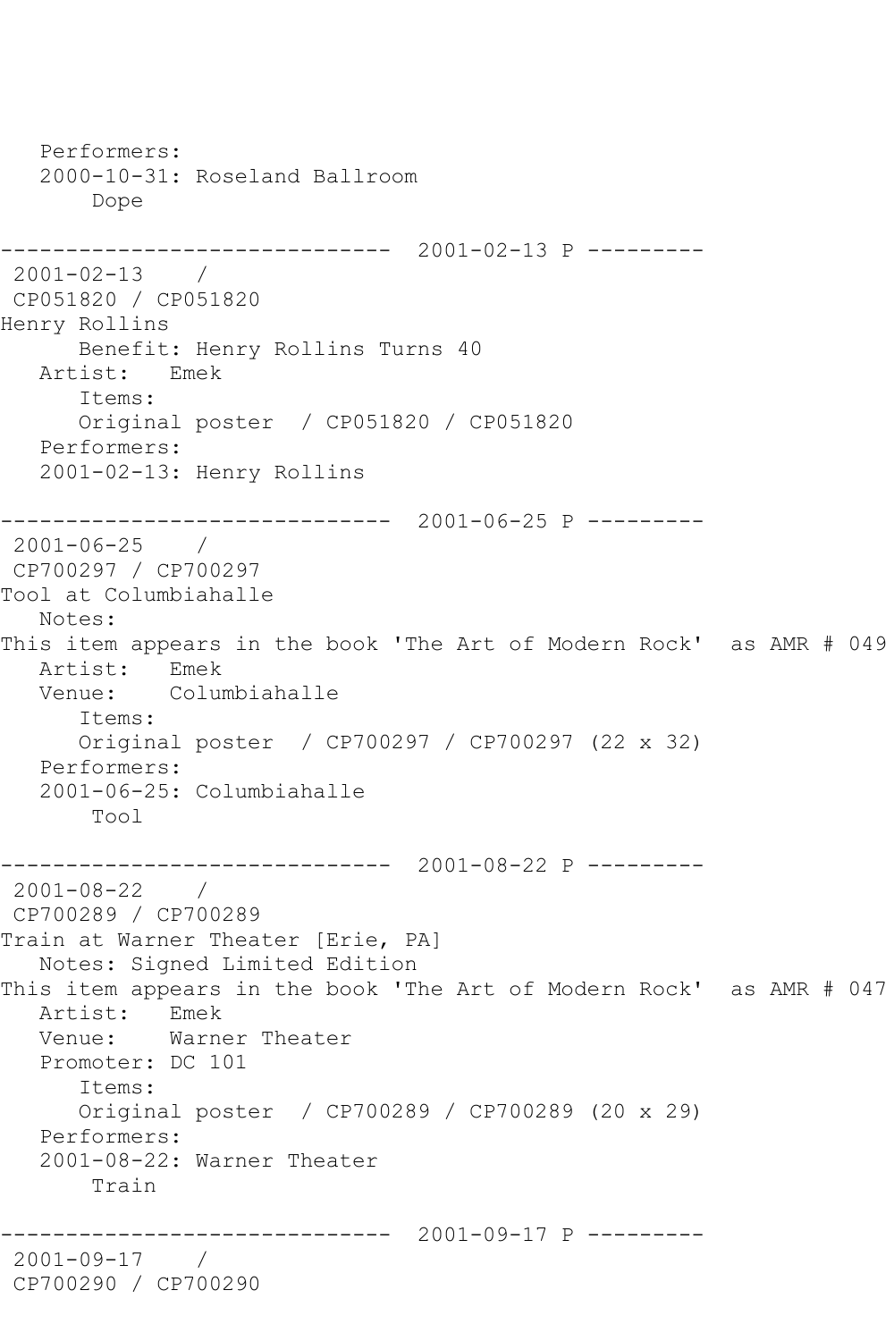Performers:
2000-10-31: Roseland Ballroom
Dope

------------------------------ 2001-02-13 P ---------
2001-02-13 /
CP051820 / CP051820
Henry Rollins
Benefit: Henry Rollins Turns 40
Artist: Emek
Items:
Original poster / CP051820 / CP051820
Performers:
2001-02-13: Henry Rollins

------------------------------ 2001-06-25 P ---------
2001-06-25 /
CP700297 / CP700297
Tool at Columbiahalle
Notes:
This item appears in the book 'The Art of Modern Rock' as AMR # 049
Artist: Emek
Venue: Columbiahalle
Items:
Original poster / CP700297 / CP700297 (22 x 32)
Performers:
2001-06-25: Columbiahalle
Tool

------------------------------ 2001-08-22 P ---------
2001-08-22 /
CP700289 / CP700289
Train at Warner Theater [Erie, PA]
Notes: Signed Limited Edition
This item appears in the book 'The Art of Modern Rock' as AMR # 047
Artist: Emek
Venue: Warner Theater
Promoter: DC 101
Items:
Original poster / CP700289 / CP700289 (20 x 29)
Performers:
2001-08-22: Warner Theater
Train

------------------------------ 2001-09-17 P ---------
2001-09-17 /
CP700290 / CP700290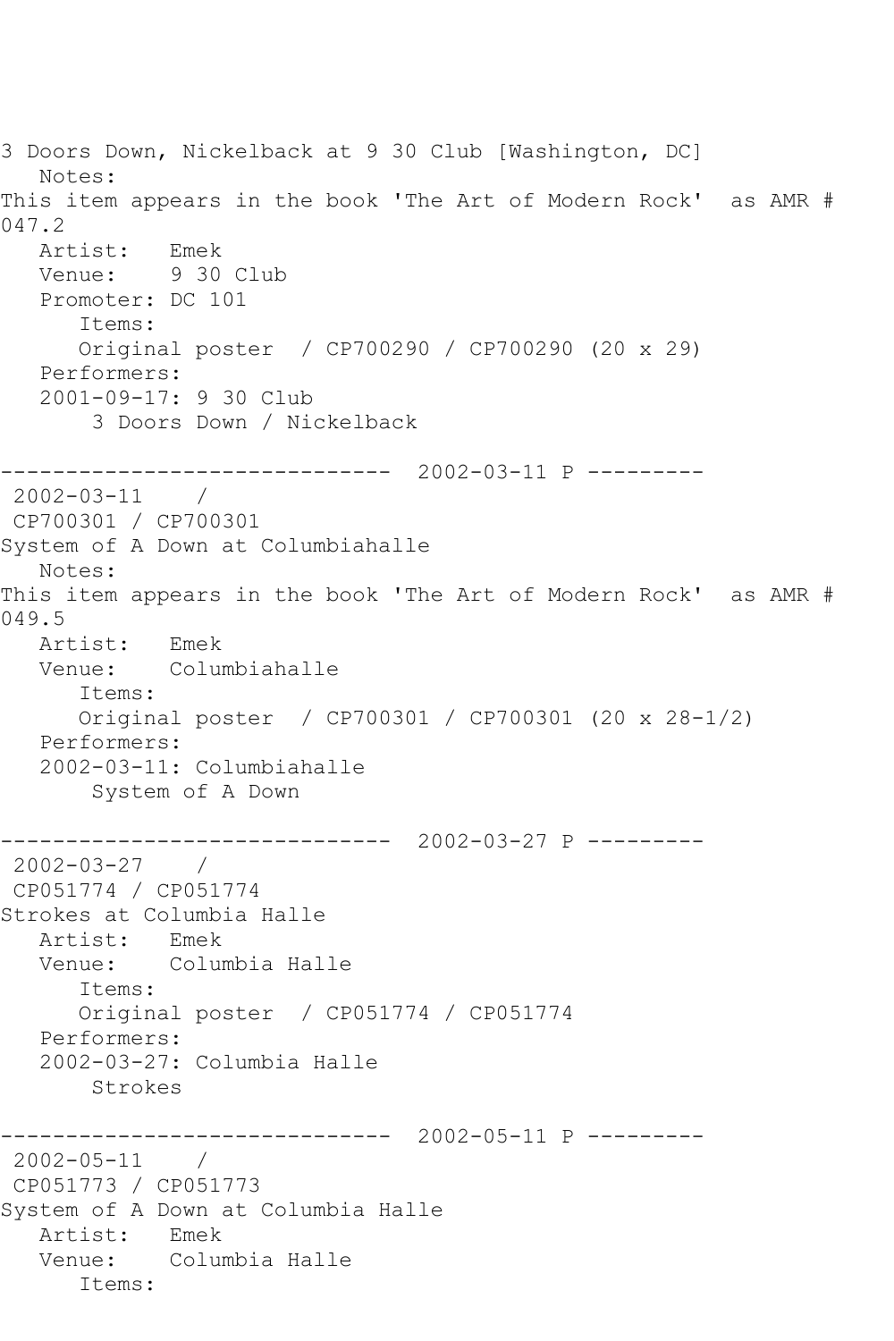3 Doors Down, Nickelback at 9 30 Club [Washington, DC]
Notes:
This item appears in the book 'The Art of Modern Rock' as AMR # 047.2
Artist: Emek
Venue: 9 30 Club
Promoter: DC 101
Items:
Original poster / CP700290 / CP700290 (20 x 29)
Performers:
2001-09-17: 9 30 Club
3 Doors Down / Nickelback

------------------------------ 2002-03-11 P ---------

2002-03-11 /
CP700301 / CP700301
System of A Down at Columbiahalle
Notes:
This item appears in the book 'The Art of Modern Rock' as AMR # 049.5
Artist: Emek
Venue: Columbiahalle
Items:
Original poster / CP700301 / CP700301 (20 x 28-1/2)
Performers:
2002-03-11: Columbiahalle
System of A Down

------------------------------ 2002-03-27 P ---------

2002-03-27 /
CP051774 / CP051774
Strokes at Columbia Halle
Artist: Emek
Venue: Columbia Halle
Items:
Original poster / CP051774 / CP051774
Performers:
2002-03-27: Columbia Halle
Strokes

------------------------------ 2002-05-11 P ---------

2002-05-11 /
CP051773 / CP051773
System of A Down at Columbia Halle
Artist: Emek
Venue: Columbia Halle
Items: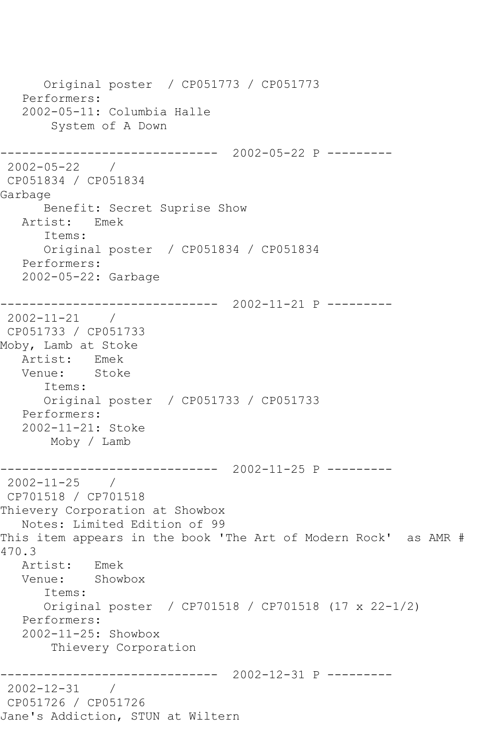Original poster / CP051773 / CP051773
Performers:
2002-05-11: Columbia Halle
System of A Down

------------------------------ 2002-05-22 P ---------
2002-05-22 /
CP051834 / CP051834
Garbage
Benefit: Secret Suprise Show
Artist: Emek
Items:
Original poster / CP051834 / CP051834
Performers:
2002-05-22: Garbage

------------------------------ 2002-11-21 P ---------
2002-11-21 /
CP051733 / CP051733
Moby, Lamb at Stoke
Artist: Emek
Venue: Stoke
Items:
Original poster / CP051733 / CP051733
Performers:
2002-11-21: Stoke
Moby / Lamb

------------------------------ 2002-11-25 P ---------
2002-11-25 /
CP701518 / CP701518
Thievery Corporation at Showbox
Notes: Limited Edition of 99
This item appears in the book 'The Art of Modern Rock' as AMR # 470.3
Artist: Emek
Venue: Showbox
Items:
Original poster / CP701518 / CP701518 (17 x 22-1/2)
Performers:
2002-11-25: Showbox
Thievery Corporation

------------------------------ 2002-12-31 P ---------
2002-12-31 /
CP051726 / CP051726
Jane's Addiction, STUN at Wiltern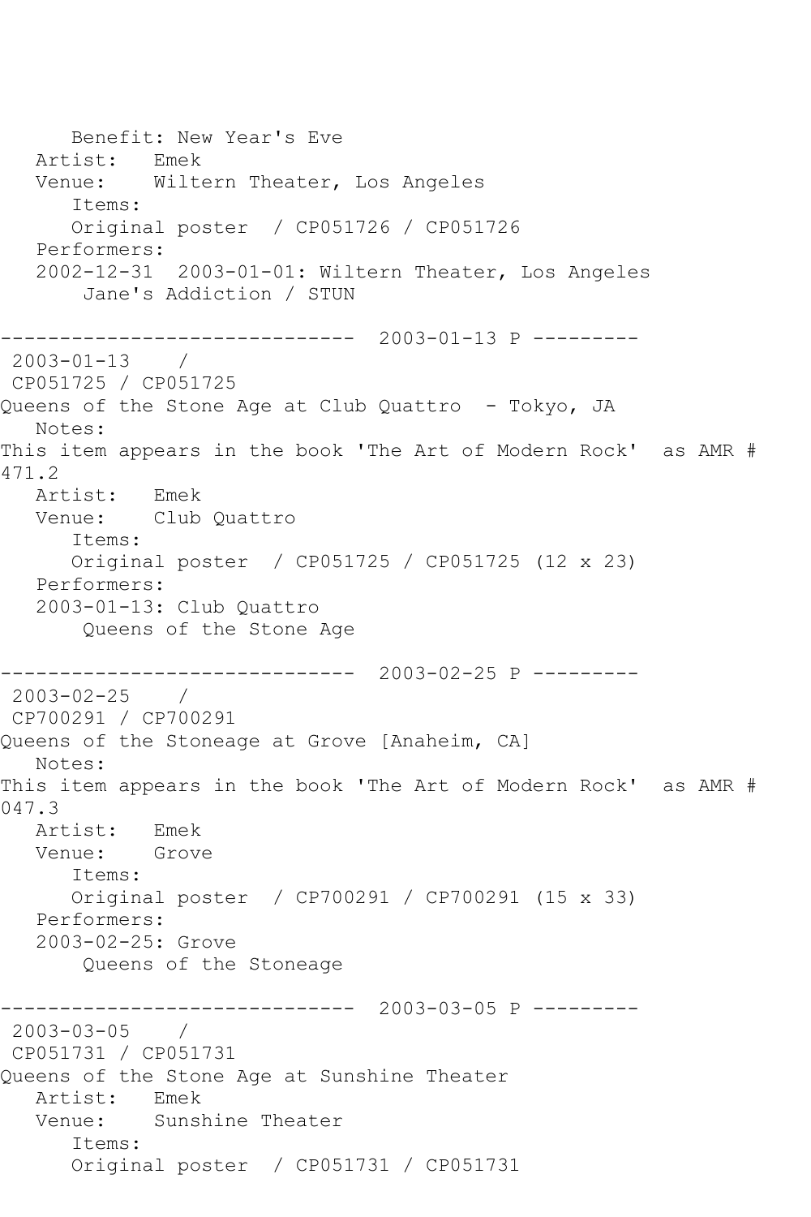Benefit: New Year's Eve
   Artist:   Emek
   Venue:    Wiltern Theater, Los Angeles
      Items:
      Original poster  / CP051726 / CP051726
   Performers:
   2002-12-31  2003-01-01: Wiltern Theater, Los Angeles
       Jane's Addiction / STUN

------------------------------  2003-01-13 P ---------
 2003-01-13    /
 CP051725 / CP051725
Queens of the Stone Age at Club Quattro  - Tokyo, JA
   Notes:
This item appears in the book 'The Art of Modern Rock'  as AMR # 471.2
   Artist:   Emek
   Venue:    Club Quattro
      Items:
      Original poster  / CP051725 / CP051725 (12 x 23)
   Performers:
   2003-01-13: Club Quattro
       Queens of the Stone Age

------------------------------  2003-02-25 P ---------
 2003-02-25    /
 CP700291 / CP700291
Queens of the Stoneage at Grove [Anaheim, CA]
   Notes:
This item appears in the book 'The Art of Modern Rock'  as AMR # 047.3
   Artist:   Emek
   Venue:    Grove
      Items:
      Original poster  / CP700291 / CP700291 (15 x 33)
   Performers:
   2003-02-25: Grove
       Queens of the Stoneage

------------------------------  2003-03-05 P ---------
 2003-03-05    /
 CP051731 / CP051731
Queens of the Stone Age at Sunshine Theater
   Artist:   Emek
   Venue:    Sunshine Theater
      Items:
      Original poster  / CP051731 / CP051731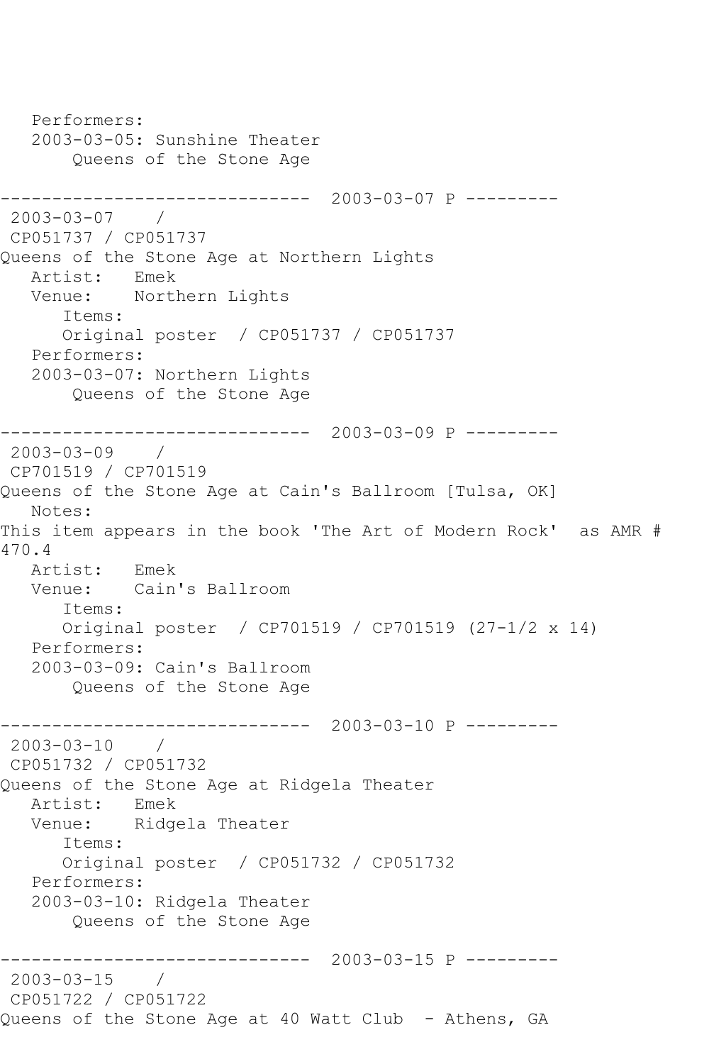Performers:
   2003-03-05: Sunshine Theater
       Queens of the Stone Age

------------------------------  2003-03-07 P ---------
 2003-03-07    /
 CP051737 / CP051737
Queens of the Stone Age at Northern Lights
   Artist:   Emek
   Venue:    Northern Lights
      Items:
      Original poster  / CP051737 / CP051737
   Performers:
   2003-03-07: Northern Lights
       Queens of the Stone Age

------------------------------  2003-03-09 P ---------
 2003-03-09    /
 CP701519 / CP701519
Queens of the Stone Age at Cain's Ballroom [Tulsa, OK]
   Notes:
This item appears in the book 'The Art of Modern Rock'  as AMR # 470.4
   Artist:   Emek
   Venue:    Cain's Ballroom
      Items:
      Original poster  / CP701519 / CP701519 (27-1/2 x 14)
   Performers:
   2003-03-09: Cain's Ballroom
       Queens of the Stone Age

------------------------------  2003-03-10 P ---------
 2003-03-10    /
 CP051732 / CP051732
Queens of the Stone Age at Ridgela Theater
   Artist:   Emek
   Venue:    Ridgela Theater
      Items:
      Original poster  / CP051732 / CP051732
   Performers:
   2003-03-10: Ridgela Theater
       Queens of the Stone Age

------------------------------  2003-03-15 P ---------
 2003-03-15    /
 CP051722 / CP051722
Queens of the Stone Age at 40 Watt Club  - Athens, GA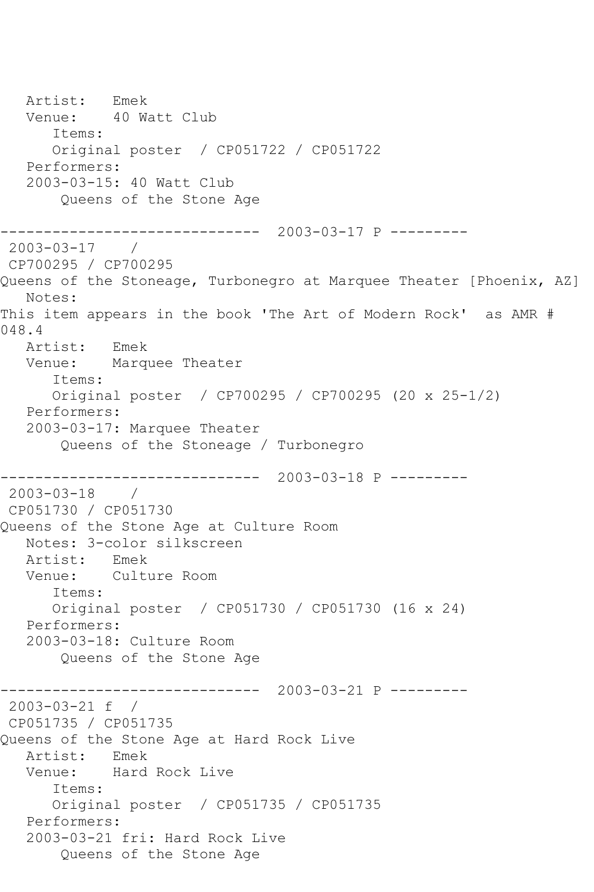```
   Artist:   Emek
   Venue:    40 Watt Club
      Items:
      Original poster  / CP051722 / CP051722
   Performers:
   2003-03-15: 40 Watt Club
       Queens of the Stone Age

------------------------------  2003-03-17 P ---------
 2003-03-17    /
 CP700295 / CP700295
Queens of the Stoneage, Turbonegro at Marquee Theater [Phoenix, AZ]
   Notes:
This item appears in the book 'The Art of Modern Rock'  as AMR #
048.4
   Artist:   Emek
   Venue:    Marquee Theater
      Items:
      Original poster  / CP700295 / CP700295 (20 x 25-1/2)
   Performers:
   2003-03-17: Marquee Theater
       Queens of the Stoneage / Turbonegro

------------------------------  2003-03-18 P ---------
 2003-03-18    /
 CP051730 / CP051730
Queens of the Stone Age at Culture Room
   Notes: 3-color silkscreen
   Artist:   Emek
   Venue:    Culture Room
      Items:
      Original poster  / CP051730 / CP051730 (16 x 24)
   Performers:
   2003-03-18: Culture Room
       Queens of the Stone Age

------------------------------  2003-03-21 P ---------
 2003-03-21 f  /
 CP051735 / CP051735
Queens of the Stone Age at Hard Rock Live
   Artist:   Emek
   Venue:    Hard Rock Live
      Items:
      Original poster  / CP051735 / CP051735
   Performers:
   2003-03-21 fri: Hard Rock Live
       Queens of the Stone Age
```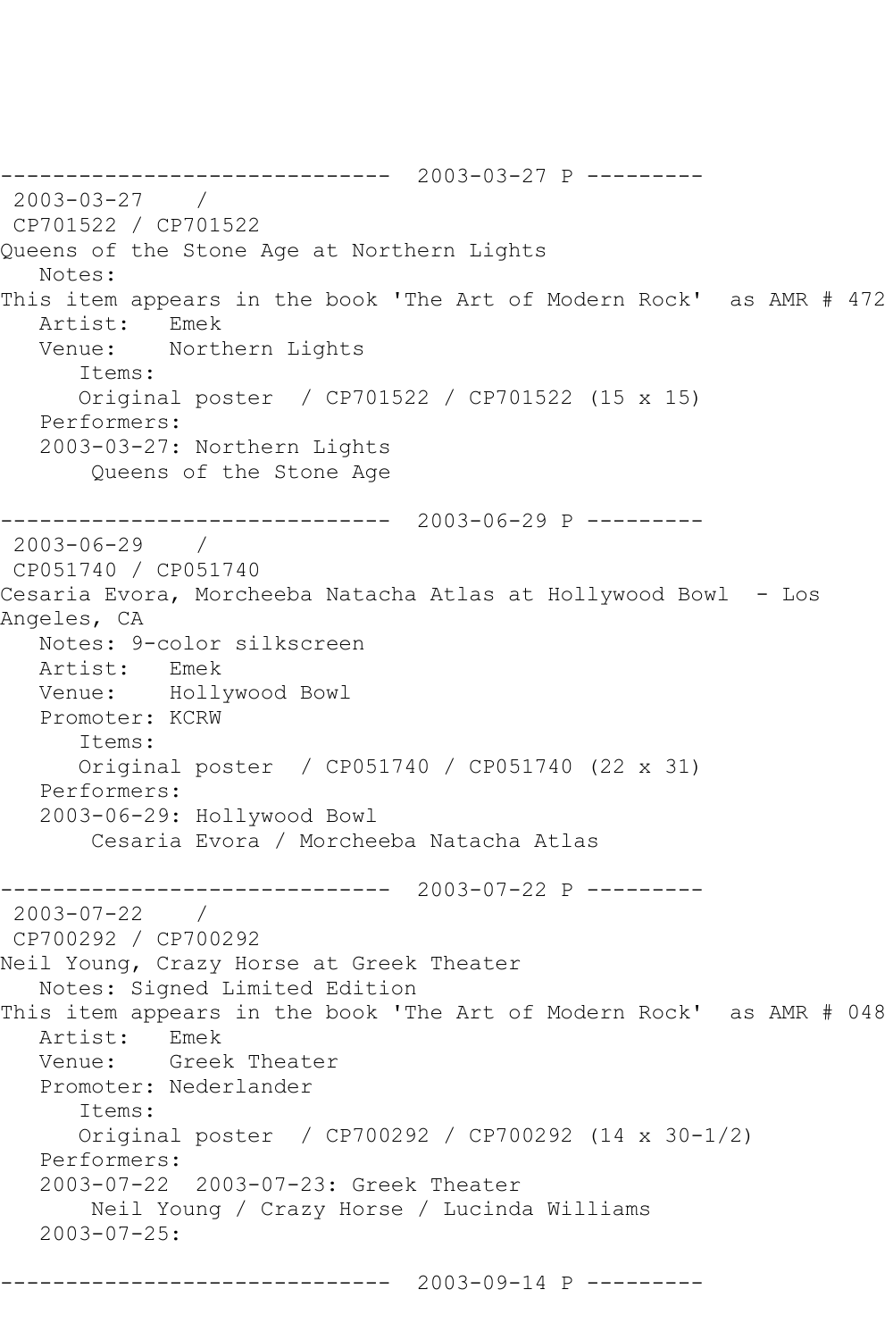------------------------------ 2003-03-27 P ---------

2003-03-27 /
CP701522 / CP701522
Queens of the Stone Age at Northern Lights
Notes:
This item appears in the book 'The Art of Modern Rock' as AMR # 472
Artist: Emek
Venue: Northern Lights
Items:
Original poster / CP701522 / CP701522 (15 x 15)
Performers:
2003-03-27: Northern Lights
Queens of the Stone Age

------------------------------ 2003-06-29 P ---------

2003-06-29 /
CP051740 / CP051740
Cesaria Evora, Morcheeba Natacha Atlas at Hollywood Bowl - Los Angeles, CA
Notes: 9-color silkscreen
Artist: Emek
Venue: Hollywood Bowl
Promoter: KCRW
Items:
Original poster / CP051740 / CP051740 (22 x 31)
Performers:
2003-06-29: Hollywood Bowl
Cesaria Evora / Morcheeba Natacha Atlas

------------------------------ 2003-07-22 P ---------

2003-07-22 /
CP700292 / CP700292
Neil Young, Crazy Horse at Greek Theater
Notes: Signed Limited Edition
This item appears in the book 'The Art of Modern Rock' as AMR # 048
Artist: Emek
Venue: Greek Theater
Promoter: Nederlander
Items:
Original poster / CP700292 / CP700292 (14 x 30-1/2)
Performers:
2003-07-22 2003-07-23: Greek Theater
Neil Young / Crazy Horse / Lucinda Williams
2003-07-25:

------------------------------ 2003-09-14 P ---------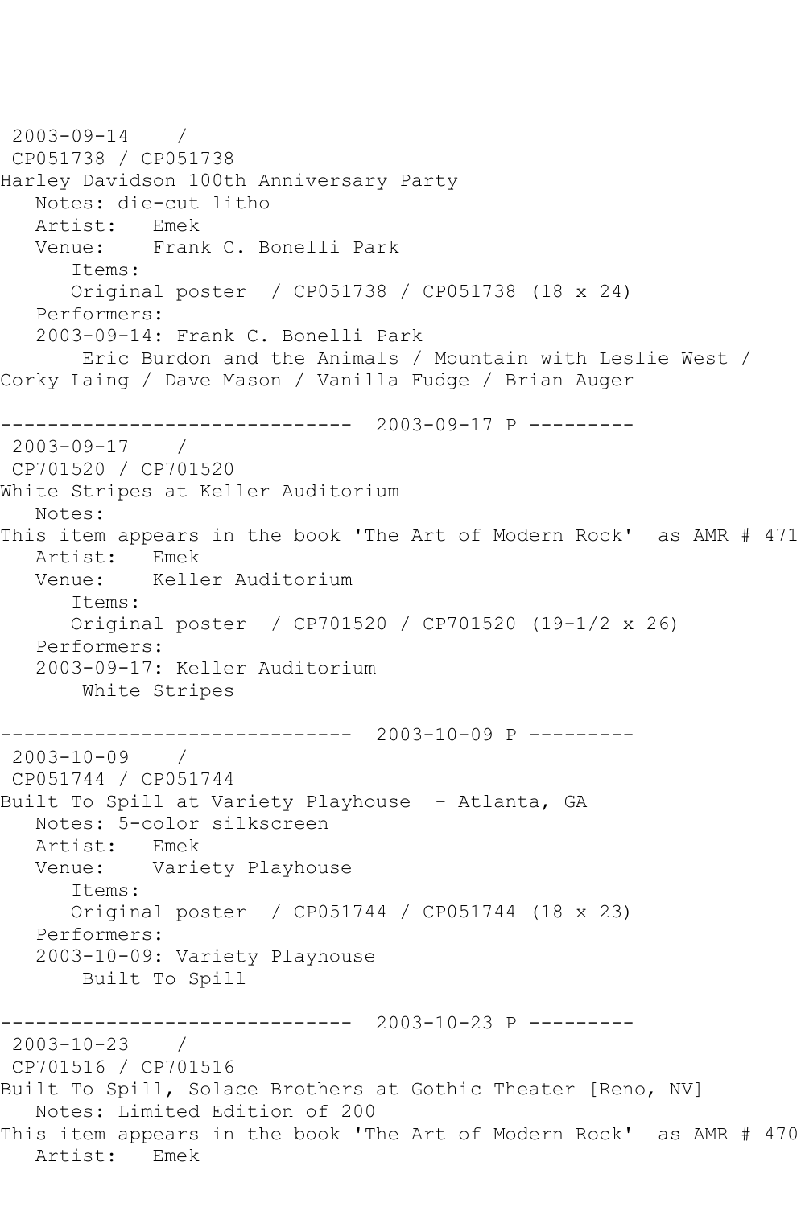2003-09-14 /
CP051738 / CP051738
Harley Davidson 100th Anniversary Party
Notes: die-cut litho
Artist: Emek
Venue: Frank C. Bonelli Park
Items:
Original poster / CP051738 / CP051738 (18 x 24)
Performers:
2003-09-14: Frank C. Bonelli Park
Eric Burdon and the Animals / Mountain with Leslie West / Corky Laing / Dave Mason / Vanilla Fudge / Brian Auger

------------------------------ 2003-09-17 P ---------

2003-09-17 /
CP701520 / CP701520
White Stripes at Keller Auditorium
Notes:
This item appears in the book 'The Art of Modern Rock' as AMR # 471
Artist: Emek
Venue: Keller Auditorium
Items:
Original poster / CP701520 / CP701520 (19-1/2 x 26)
Performers:
2003-09-17: Keller Auditorium
White Stripes

------------------------------ 2003-10-09 P ---------

2003-10-09 /
CP051744 / CP051744
Built To Spill at Variety Playhouse - Atlanta, GA
Notes: 5-color silkscreen
Artist: Emek
Venue: Variety Playhouse
Items:
Original poster / CP051744 / CP051744 (18 x 23)
Performers:
2003-10-09: Variety Playhouse
Built To Spill

------------------------------ 2003-10-23 P ---------

2003-10-23 /
CP701516 / CP701516
Built To Spill, Solace Brothers at Gothic Theater [Reno, NV]
Notes: Limited Edition of 200
This item appears in the book 'The Art of Modern Rock' as AMR # 470
Artist: Emek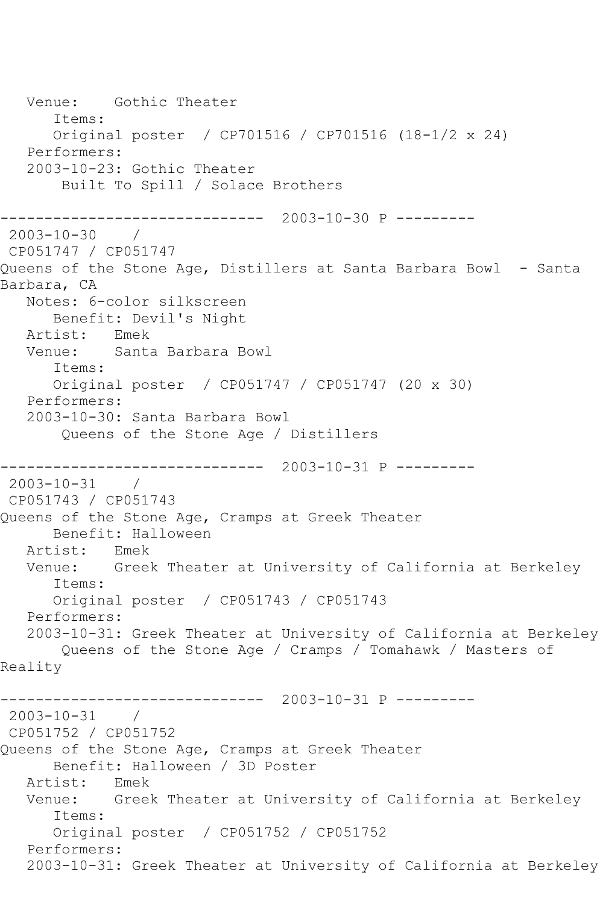Venue:    Gothic Theater
      Items:
      Original poster  / CP701516 / CP701516 (18-1/2 x 24)
   Performers:
   2003-10-23: Gothic Theater
       Built To Spill / Solace Brothers

------------------------------  2003-10-30 P ---------
 2003-10-30    /
 CP051747 / CP051747
Queens of the Stone Age, Distillers at Santa Barbara Bowl  - Santa Barbara, CA
   Notes: 6-color silkscreen
      Benefit: Devil's Night
   Artist:   Emek
   Venue:    Santa Barbara Bowl
      Items:
      Original poster  / CP051747 / CP051747 (20 x 30)
   Performers:
   2003-10-30: Santa Barbara Bowl
       Queens of the Stone Age / Distillers

------------------------------  2003-10-31 P ---------
 2003-10-31    /
 CP051743 / CP051743
Queens of the Stone Age, Cramps at Greek Theater
      Benefit: Halloween
   Artist:   Emek
   Venue:    Greek Theater at University of California at Berkeley
      Items:
      Original poster  / CP051743 / CP051743
   Performers:
   2003-10-31: Greek Theater at University of California at Berkeley
       Queens of the Stone Age / Cramps / Tomahawk / Masters of Reality

------------------------------  2003-10-31 P ---------
 2003-10-31    /
 CP051752 / CP051752
Queens of the Stone Age, Cramps at Greek Theater
      Benefit: Halloween / 3D Poster
   Artist:   Emek
   Venue:    Greek Theater at University of California at Berkeley
      Items:
      Original poster  / CP051752 / CP051752
   Performers:
   2003-10-31: Greek Theater at University of California at Berkeley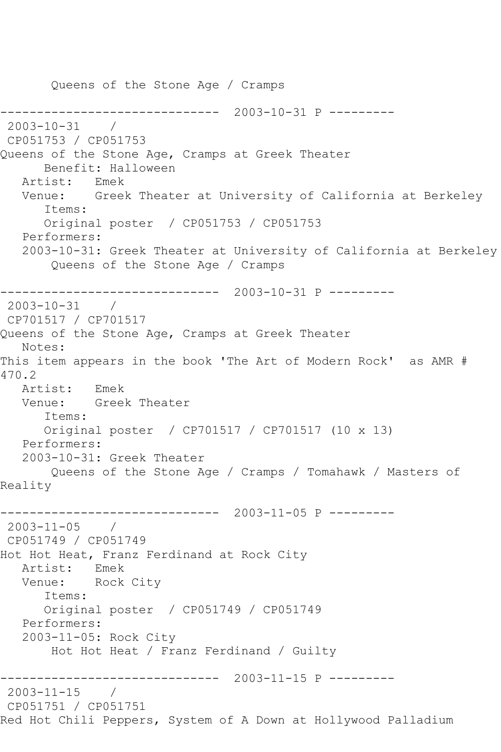Queens of the Stone Age / Cramps

------------------------------ 2003-10-31 P ---------

2003-10-31 /
CP051753 / CP051753
Queens of the Stone Age, Cramps at Greek Theater
Benefit: Halloween
Artist: Emek
Venue: Greek Theater at University of California at Berkeley
Items:
Original poster / CP051753 / CP051753
Performers:
2003-10-31: Greek Theater at University of California at Berkeley
Queens of the Stone Age / Cramps

------------------------------ 2003-10-31 P ---------

2003-10-31 /
CP701517 / CP701517
Queens of the Stone Age, Cramps at Greek Theater
Notes:
This item appears in the book 'The Art of Modern Rock' as AMR # 470.2
Artist: Emek
Venue: Greek Theater
Items:
Original poster / CP701517 / CP701517 (10 x 13)
Performers:
2003-10-31: Greek Theater
Queens of the Stone Age / Cramps / Tomahawk / Masters of Reality

------------------------------ 2003-11-05 P ---------

2003-11-05 /
CP051749 / CP051749
Hot Hot Heat, Franz Ferdinand at Rock City
Artist: Emek
Venue: Rock City
Items:
Original poster / CP051749 / CP051749
Performers:
2003-11-05: Rock City
Hot Hot Heat / Franz Ferdinand / Guilty

------------------------------ 2003-11-15 P ---------

2003-11-15 /
CP051751 / CP051751
Red Hot Chili Peppers, System of A Down at Hollywood Palladium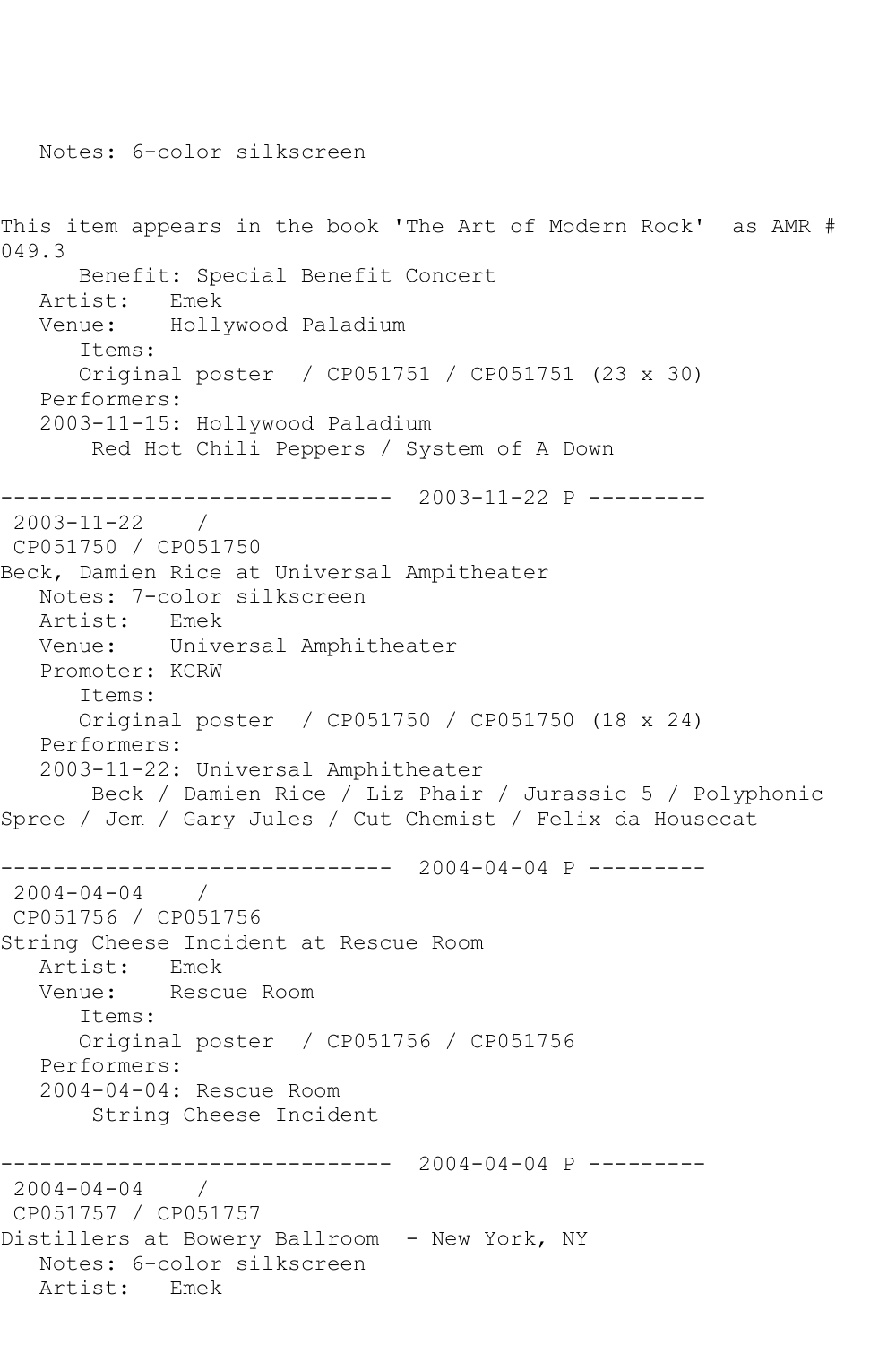Notes: 6-color silkscreen

This item appears in the book 'The Art of Modern Rock' as AMR # 049.3

Benefit: Special Benefit Concert
Artist: Emek
Venue: Hollywood Paladium
Items:
Original poster / CP051751 / CP051751 (23 x 30)
Performers:
2003-11-15: Hollywood Paladium
Red Hot Chili Peppers / System of A Down

------------------------------ 2003-11-22 P ---------

2003-11-22 /
CP051750 / CP051750
Beck, Damien Rice at Universal Ampitheater
Notes: 7-color silkscreen
Artist: Emek
Venue: Universal Amphitheater
Promoter: KCRW
Items:
Original poster / CP051750 / CP051750 (18 x 24)
Performers:
2003-11-22: Universal Amphitheater
Beck / Damien Rice / Liz Phair / Jurassic 5 / Polyphonic Spree / Jem / Gary Jules / Cut Chemist / Felix da Housecat

------------------------------ 2004-04-04 P ---------

2004-04-04 /
CP051756 / CP051756
String Cheese Incident at Rescue Room
Artist: Emek
Venue: Rescue Room
Items:
Original poster / CP051756 / CP051756
Performers:
2004-04-04: Rescue Room
String Cheese Incident

------------------------------ 2004-04-04 P ---------

2004-04-04 /
CP051757 / CP051757
Distillers at Bowery Ballroom - New York, NY
Notes: 6-color silkscreen
Artist: Emek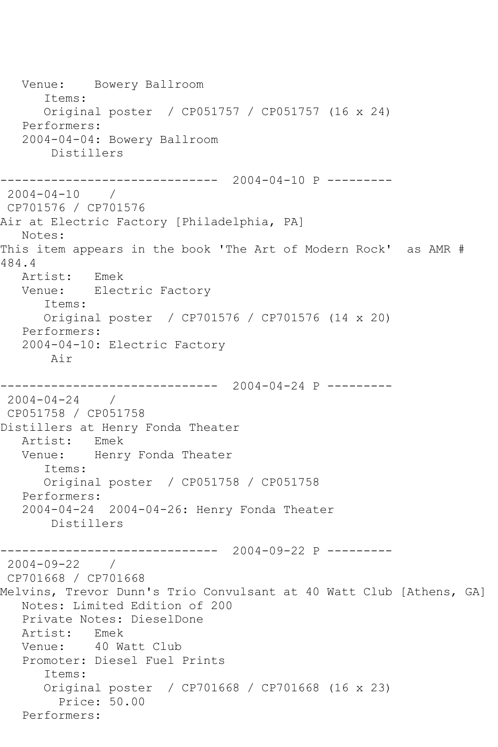```
   Venue:    Bowery Ballroom
      Items:
      Original poster  / CP051757 / CP051757 (16 x 24)
   Performers:
   2004-04-04: Bowery Ballroom
       Distillers

------------------------------  2004-04-10 P ---------
 2004-04-10    /
 CP701576 / CP701576
Air at Electric Factory [Philadelphia, PA]
   Notes:
This item appears in the book 'The Art of Modern Rock'  as AMR #
484.4
   Artist:   Emek
   Venue:    Electric Factory
      Items:
      Original poster  / CP701576 / CP701576 (14 x 20)
   Performers:
   2004-04-10: Electric Factory
       Air

------------------------------  2004-04-24 P ---------
 2004-04-24    /
 CP051758 / CP051758
Distillers at Henry Fonda Theater
   Artist:   Emek
   Venue:    Henry Fonda Theater
      Items:
      Original poster  / CP051758 / CP051758
   Performers:
   2004-04-24  2004-04-26: Henry Fonda Theater
       Distillers

------------------------------  2004-09-22 P ---------
 2004-09-22    /
 CP701668 / CP701668
Melvins, Trevor Dunn's Trio Convulsant at 40 Watt Club [Athens, GA]
   Notes: Limited Edition of 200
   Private Notes: DieselDone
   Artist:   Emek
   Venue:    40 Watt Club
   Promoter: Diesel Fuel Prints
      Items:
      Original poster  / CP701668 / CP701668 (16 x 23)
        Price: 50.00
   Performers:
```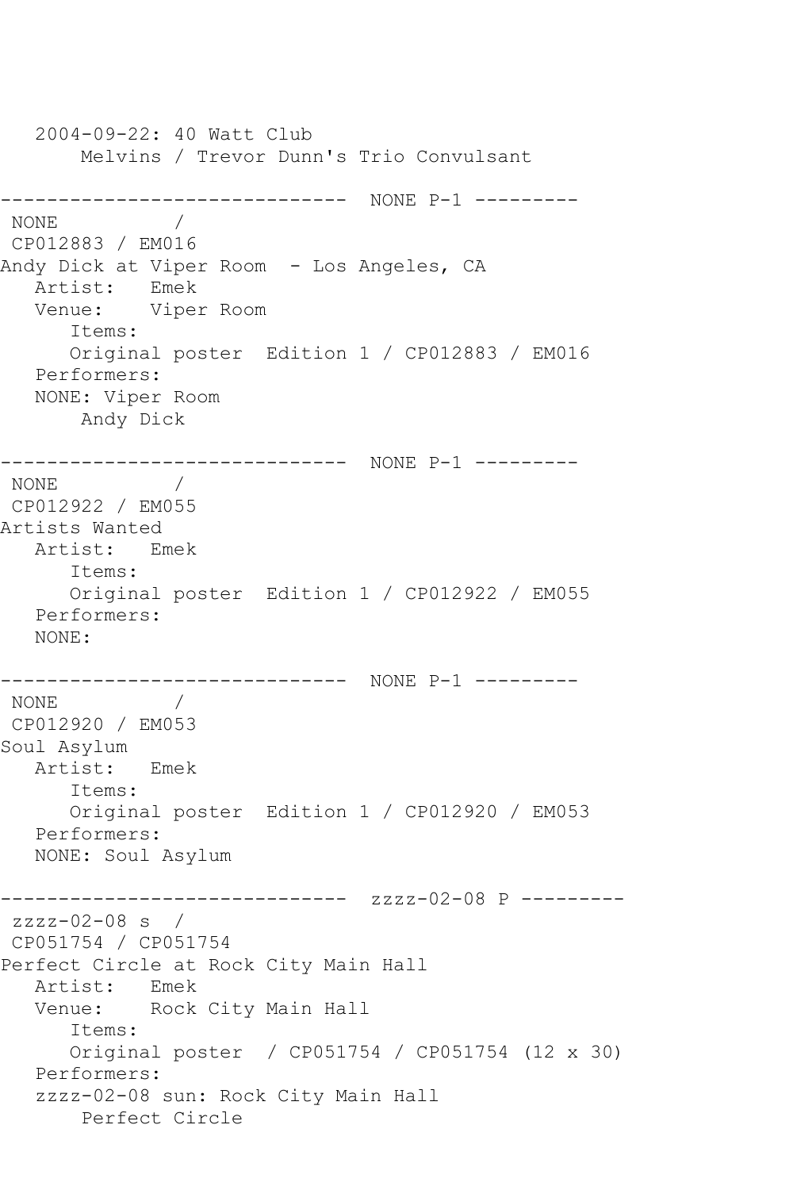```
   2004-09-22: 40 Watt Club
       Melvins / Trevor Dunn's Trio Convulsant

------------------------------  NONE P-1 ---------
 NONE          /
 CP012883 / EM016
Andy Dick at Viper Room  - Los Angeles, CA
   Artist:   Emek
   Venue:    Viper Room
      Items:
      Original poster  Edition 1 / CP012883 / EM016
   Performers:
   NONE: Viper Room
       Andy Dick

------------------------------  NONE P-1 ---------
 NONE          /
 CP012922 / EM055
Artists Wanted
   Artist:   Emek
      Items:
      Original poster  Edition 1 / CP012922 / EM055
   Performers:
   NONE:

------------------------------  NONE P-1 ---------
 NONE          /
 CP012920 / EM053
Soul Asylum
   Artist:   Emek
      Items:
      Original poster  Edition 1 / CP012920 / EM053
   Performers:
   NONE: Soul Asylum

------------------------------  zzzz-02-08 P ---------
 zzzz-02-08 s  /
 CP051754 / CP051754
Perfect Circle at Rock City Main Hall
   Artist:   Emek
   Venue:    Rock City Main Hall
      Items:
      Original poster  / CP051754 / CP051754 (12 x 30)
   Performers:
   zzzz-02-08 sun: Rock City Main Hall
       Perfect Circle
```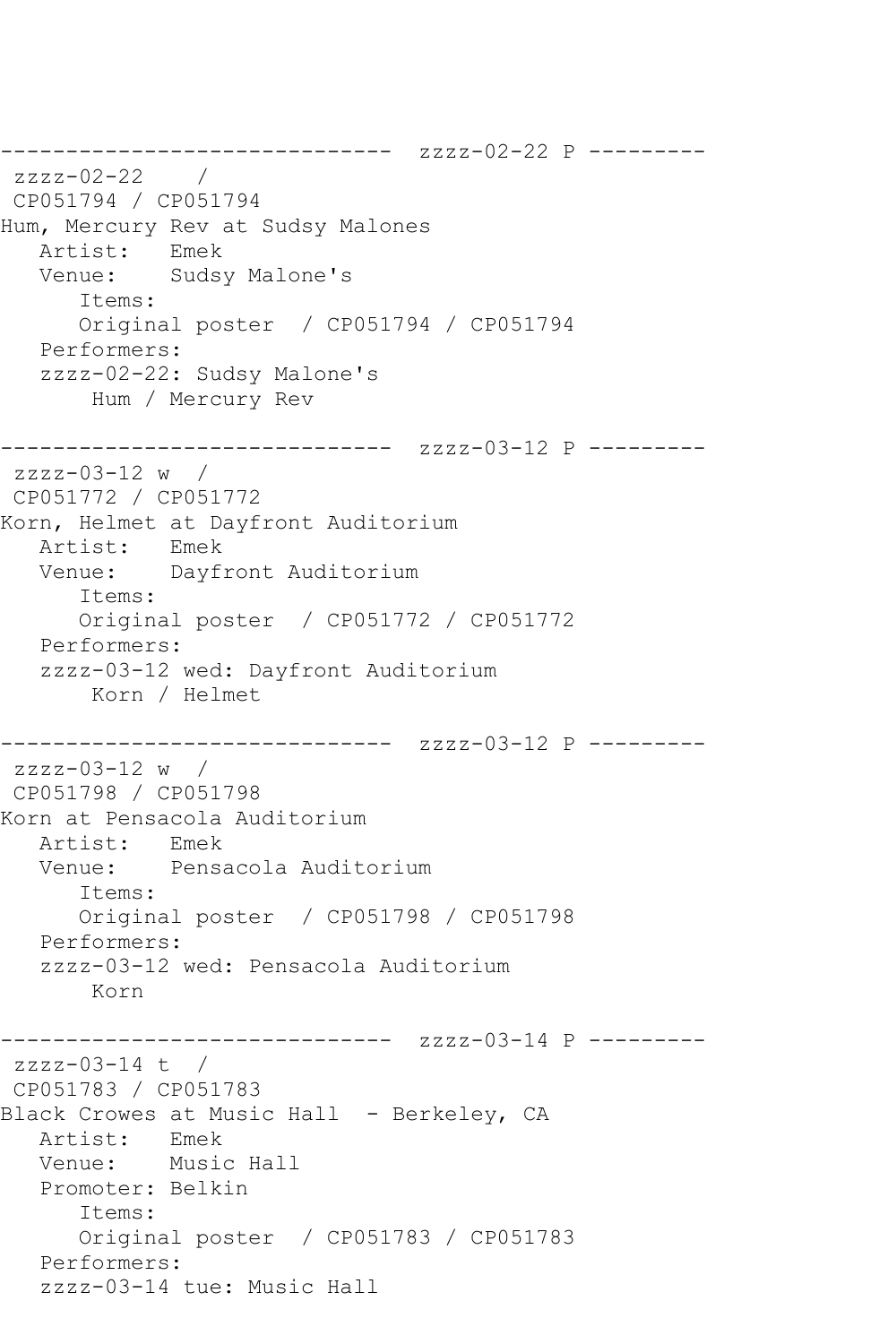```
------------------------------  zzzz-02-22 P ---------
 zzzz-02-22    /
 CP051794 / CP051794
Hum, Mercury Rev at Sudsy Malones
   Artist:   Emek
   Venue:    Sudsy Malone's
      Items:
      Original poster  / CP051794 / CP051794
   Performers:
   zzzz-02-22: Sudsy Malone's
       Hum / Mercury Rev

------------------------------  zzzz-03-12 P ---------
 zzzz-03-12 w  /
 CP051772 / CP051772
Korn, Helmet at Dayfront Auditorium
   Artist:   Emek
   Venue:    Dayfront Auditorium
      Items:
      Original poster  / CP051772 / CP051772
   Performers:
   zzzz-03-12 wed: Dayfront Auditorium
       Korn / Helmet

------------------------------  zzzz-03-12 P ---------
 zzzz-03-12 w  /
 CP051798 / CP051798
Korn at Pensacola Auditorium
   Artist:   Emek
   Venue:    Pensacola Auditorium
      Items:
      Original poster  / CP051798 / CP051798
   Performers:
   zzzz-03-12 wed: Pensacola Auditorium
       Korn

------------------------------  zzzz-03-14 P ---------
 zzzz-03-14 t  /
 CP051783 / CP051783
Black Crowes at Music Hall  - Berkeley, CA
   Artist:   Emek
   Venue:    Music Hall
   Promoter: Belkin
      Items:
      Original poster  / CP051783 / CP051783
   Performers:
   zzzz-03-14 tue: Music Hall
```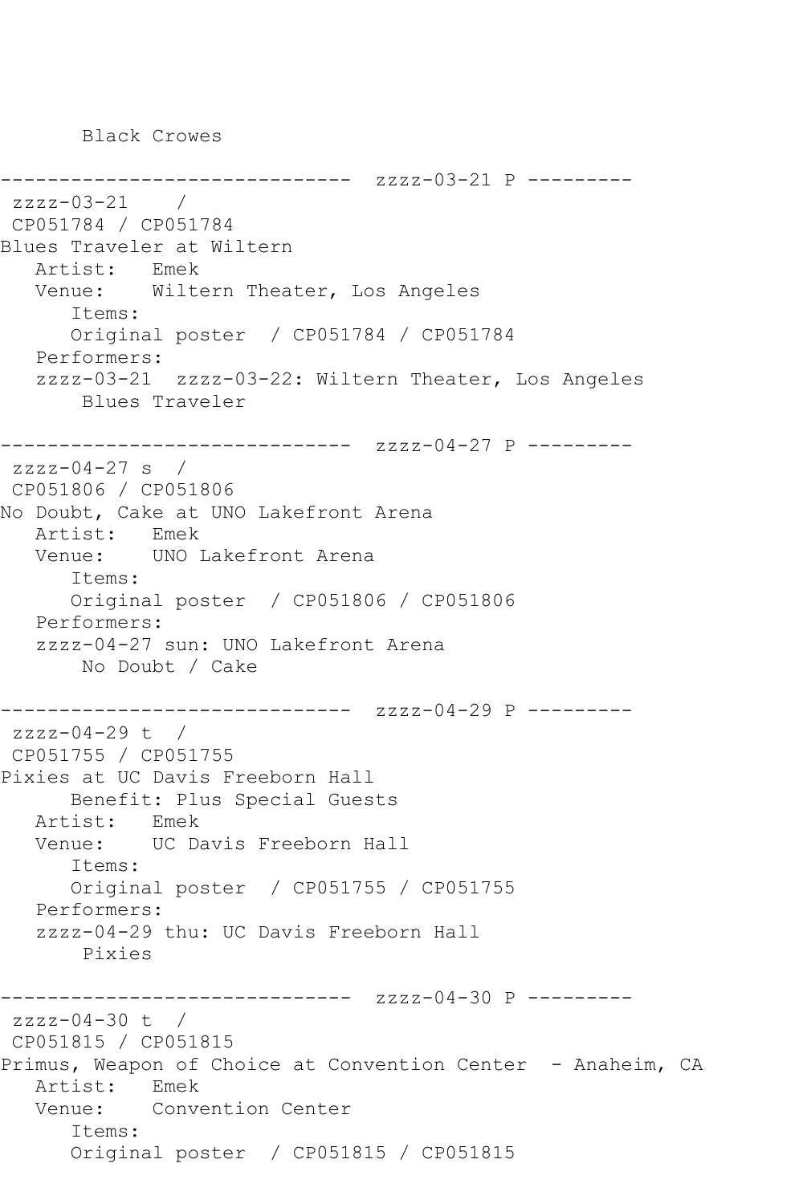```
       Black Crowes

------------------------------  zzzz-03-21 P ---------
 zzzz-03-21    /
 CP051784 / CP051784
Blues Traveler at Wiltern
   Artist:   Emek
   Venue:    Wiltern Theater, Los Angeles
      Items:
      Original poster  / CP051784 / CP051784
   Performers:
   zzzz-03-21  zzzz-03-22: Wiltern Theater, Los Angeles
       Blues Traveler

------------------------------  zzzz-04-27 P ---------
 zzzz-04-27 s  /
 CP051806 / CP051806
No Doubt, Cake at UNO Lakefront Arena
   Artist:   Emek
   Venue:    UNO Lakefront Arena
      Items:
      Original poster  / CP051806 / CP051806
   Performers:
   zzzz-04-27 sun: UNO Lakefront Arena
       No Doubt / Cake

------------------------------  zzzz-04-29 P ---------
 zzzz-04-29 t  /
 CP051755 / CP051755
Pixies at UC Davis Freeborn Hall
      Benefit: Plus Special Guests
   Artist:   Emek
   Venue:    UC Davis Freeborn Hall
      Items:
      Original poster  / CP051755 / CP051755
   Performers:
   zzzz-04-29 thu: UC Davis Freeborn Hall
       Pixies

------------------------------  zzzz-04-30 P ---------
 zzzz-04-30 t  /
 CP051815 / CP051815
Primus, Weapon of Choice at Convention Center  - Anaheim, CA
   Artist:   Emek
   Venue:    Convention Center
      Items:
      Original poster  / CP051815 / CP051815
```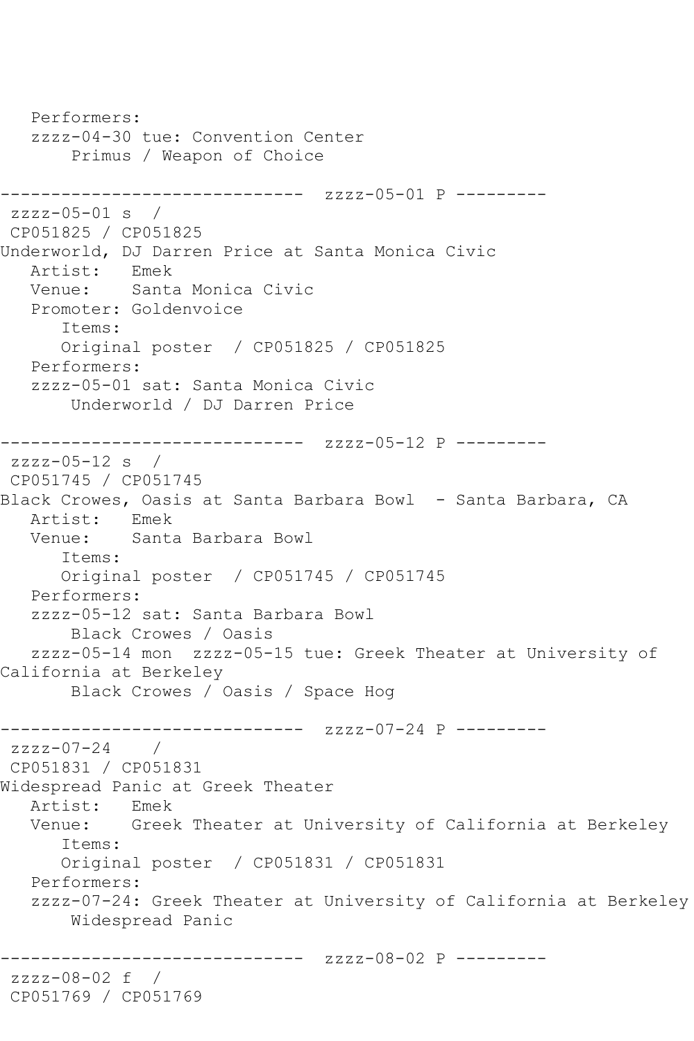```
   Performers:
   zzzz-04-30 tue: Convention Center
       Primus / Weapon of Choice

------------------------------  zzzz-05-01 P ---------
 zzzz-05-01 s  /
 CP051825 / CP051825
Underworld, DJ Darren Price at Santa Monica Civic
   Artist:   Emek
   Venue:    Santa Monica Civic
   Promoter: Goldenvoice
      Items:
      Original poster  / CP051825 / CP051825
   Performers:
   zzzz-05-01 sat: Santa Monica Civic
       Underworld / DJ Darren Price

------------------------------  zzzz-05-12 P ---------
 zzzz-05-12 s  /
 CP051745 / CP051745
Black Crowes, Oasis at Santa Barbara Bowl  - Santa Barbara, CA
   Artist:   Emek
   Venue:    Santa Barbara Bowl
      Items:
      Original poster  / CP051745 / CP051745
   Performers:
   zzzz-05-12 sat: Santa Barbara Bowl
       Black Crowes / Oasis
   zzzz-05-14 mon  zzzz-05-15 tue: Greek Theater at University of
California at Berkeley
       Black Crowes / Oasis / Space Hog

------------------------------  zzzz-07-24 P ---------
 zzzz-07-24    /
 CP051831 / CP051831
Widespread Panic at Greek Theater
   Artist:   Emek
   Venue:    Greek Theater at University of California at Berkeley
      Items:
      Original poster  / CP051831 / CP051831
   Performers:
   zzzz-07-24: Greek Theater at University of California at Berkeley
       Widespread Panic

------------------------------  zzzz-08-02 P ---------
 zzzz-08-02 f  /
 CP051769 / CP051769
```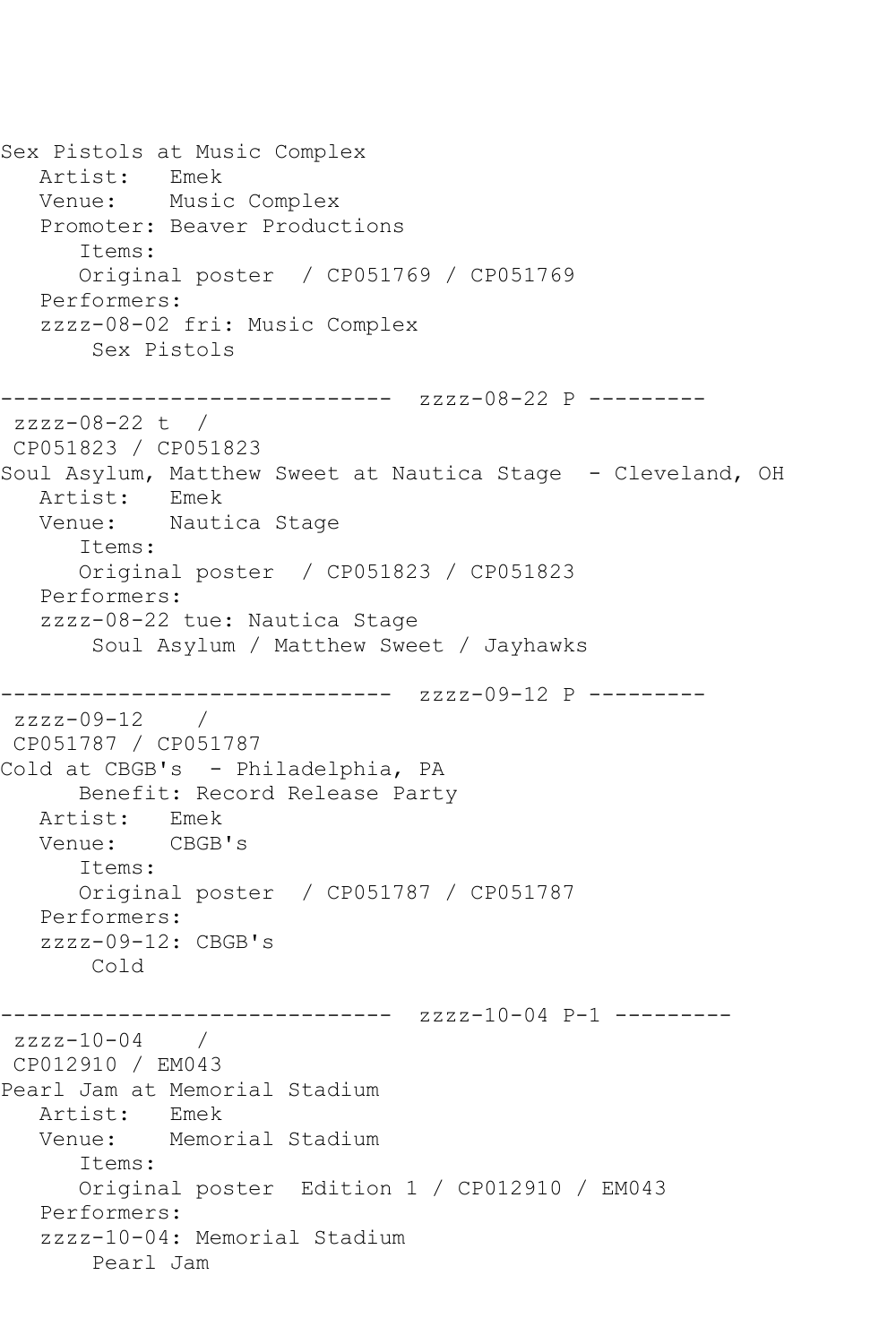```
Sex Pistols at Music Complex
   Artist:   Emek
   Venue:    Music Complex
   Promoter: Beaver Productions
      Items:
      Original poster  / CP051769 / CP051769
   Performers:
   zzzz-08-02 fri: Music Complex
       Sex Pistols

------------------------------  zzzz-08-22 P ---------
 zzzz-08-22 t  /
 CP051823 / CP051823
Soul Asylum, Matthew Sweet at Nautica Stage  - Cleveland, OH
   Artist:   Emek
   Venue:    Nautica Stage
      Items:
      Original poster  / CP051823 / CP051823
   Performers:
   zzzz-08-22 tue: Nautica Stage
       Soul Asylum / Matthew Sweet / Jayhawks

------------------------------  zzzz-09-12 P ---------
 zzzz-09-12    /
 CP051787 / CP051787
Cold at CBGB's  - Philadelphia, PA
      Benefit: Record Release Party
   Artist:   Emek
   Venue:    CBGB's
      Items:
      Original poster  / CP051787 / CP051787
   Performers:
   zzzz-09-12: CBGB's
       Cold

------------------------------  zzzz-10-04 P-1 ---------
 zzzz-10-04    /
 CP012910 / EM043
Pearl Jam at Memorial Stadium
   Artist:   Emek
   Venue:    Memorial Stadium
      Items:
      Original poster  Edition 1 / CP012910 / EM043
   Performers:
   zzzz-10-04: Memorial Stadium
       Pearl Jam
```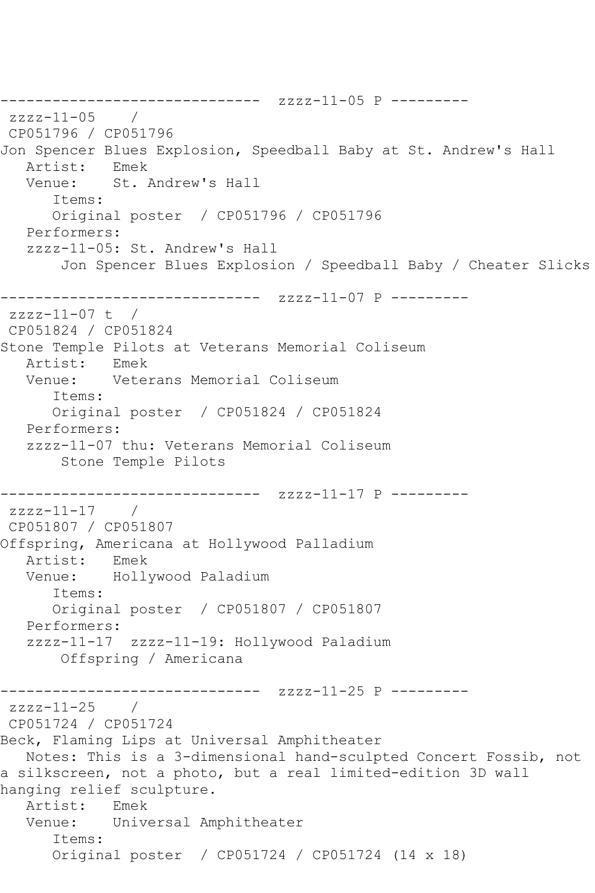------------------------------  zzzz-11-05 P ---------
zzzz-11-05    /
CP051796 / CP051796
Jon Spencer Blues Explosion, Speedball Baby at St. Andrew's Hall
Artist:   Emek
Venue:    St. Andrew's Hall
Items:
Original poster  / CP051796 / CP051796
Performers:
zzzz-11-05: St. Andrew's Hall
Jon Spencer Blues Explosion / Speedball Baby / Cheater Slicks

------------------------------  zzzz-11-07 P ---------
zzzz-11-07 t  /
CP051824 / CP051824
Stone Temple Pilots at Veterans Memorial Coliseum
Artist:   Emek
Venue:    Veterans Memorial Coliseum
Items:
Original poster  / CP051824 / CP051824
Performers:
zzzz-11-07 thu: Veterans Memorial Coliseum
Stone Temple Pilots

------------------------------  zzzz-11-17 P ---------
zzzz-11-17    /
CP051807 / CP051807
Offspring, Americana at Hollywood Palladium
Artist:   Emek
Venue:    Hollywood Paladium
Items:
Original poster  / CP051807 / CP051807
Performers:
zzzz-11-17  zzzz-11-19: Hollywood Paladium
Offspring / Americana

------------------------------  zzzz-11-25 P ---------
zzzz-11-25    /
CP051724 / CP051724
Beck, Flaming Lips at Universal Amphitheater
Notes: This is a 3-dimensional hand-sculpted Concert Fossib, not a silkscreen, not a photo, but a real limited-edition 3D wall hanging relief sculpture.
Artist:   Emek
Venue:    Universal Amphitheater
Items:
Original poster  / CP051724 / CP051724 (14 x 18)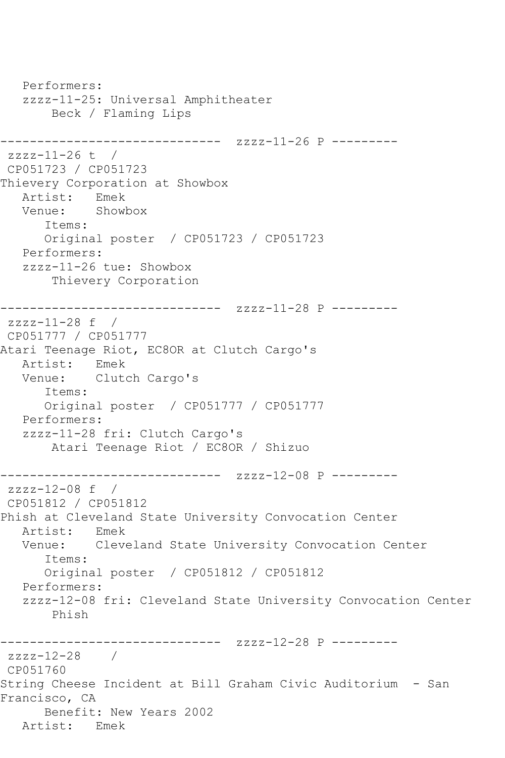```
   Performers:
   zzzz-11-25: Universal Amphitheater
       Beck / Flaming Lips

------------------------------  zzzz-11-26 P ---------
 zzzz-11-26 t  /
 CP051723 / CP051723
Thievery Corporation at Showbox
   Artist:   Emek
   Venue:    Showbox
      Items:
      Original poster  / CP051723 / CP051723
   Performers:
   zzzz-11-26 tue: Showbox
       Thievery Corporation

------------------------------  zzzz-11-28 P ---------
 zzzz-11-28 f  /
 CP051777 / CP051777
Atari Teenage Riot, EC8OR at Clutch Cargo's
   Artist:   Emek
   Venue:    Clutch Cargo's
      Items:
      Original poster  / CP051777 / CP051777
   Performers:
   zzzz-11-28 fri: Clutch Cargo's
       Atari Teenage Riot / EC8OR / Shizuo

------------------------------  zzzz-12-08 P ---------
 zzzz-12-08 f  /
 CP051812 / CP051812
Phish at Cleveland State University Convocation Center
   Artist:   Emek
   Venue:    Cleveland State University Convocation Center
      Items:
      Original poster  / CP051812 / CP051812
   Performers:
   zzzz-12-08 fri: Cleveland State University Convocation Center
       Phish

------------------------------  zzzz-12-28 P ---------
 zzzz-12-28    /
 CP051760
String Cheese Incident at Bill Graham Civic Auditorium  - San
Francisco, CA
      Benefit: New Years 2002
   Artist:   Emek
```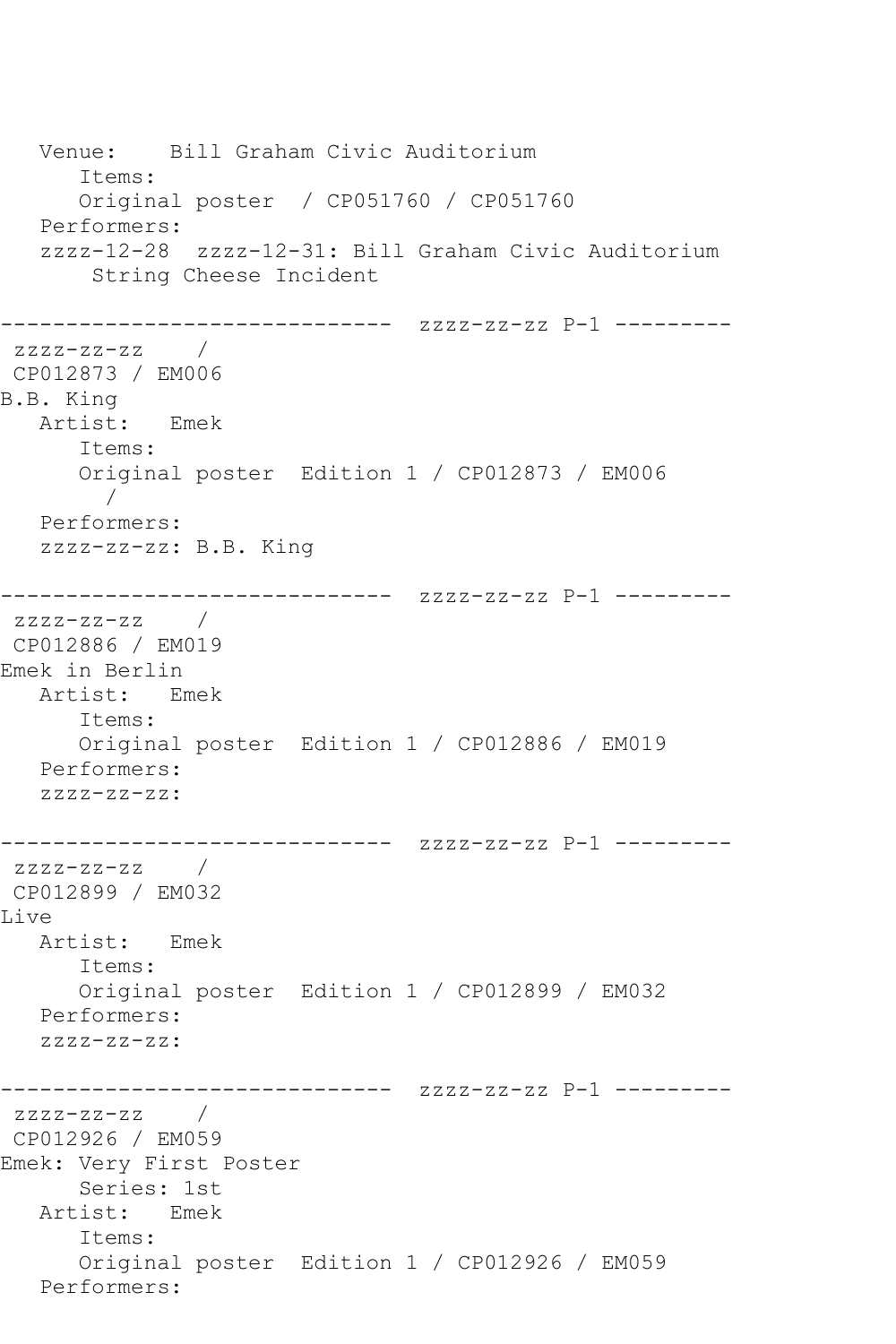```
   Venue:    Bill Graham Civic Auditorium
      Items:
      Original poster  / CP051760 / CP051760
   Performers:
   zzzz-12-28  zzzz-12-31: Bill Graham Civic Auditorium
       String Cheese Incident

------------------------------  zzzz-zz-zz P-1 ---------
 zzzz-zz-zz    /
 CP012873 / EM006
B.B. King
   Artist:   Emek
      Items:
      Original poster  Edition 1 / CP012873 / EM006
        /
   Performers:
   zzzz-zz-zz: B.B. King

------------------------------  zzzz-zz-zz P-1 ---------
 zzzz-zz-zz    /
 CP012886 / EM019
Emek in Berlin
   Artist:   Emek
      Items:
      Original poster  Edition 1 / CP012886 / EM019
   Performers:
   zzzz-zz-zz:

------------------------------  zzzz-zz-zz P-1 ---------
 zzzz-zz-zz    /
 CP012899 / EM032
Live
   Artist:   Emek
      Items:
      Original poster  Edition 1 / CP012899 / EM032
   Performers:
   zzzz-zz-zz:

------------------------------  zzzz-zz-zz P-1 ---------
 zzzz-zz-zz    /
 CP012926 / EM059
Emek: Very First Poster
      Series: 1st
   Artist:   Emek
      Items:
      Original poster  Edition 1 / CP012926 / EM059
   Performers:
```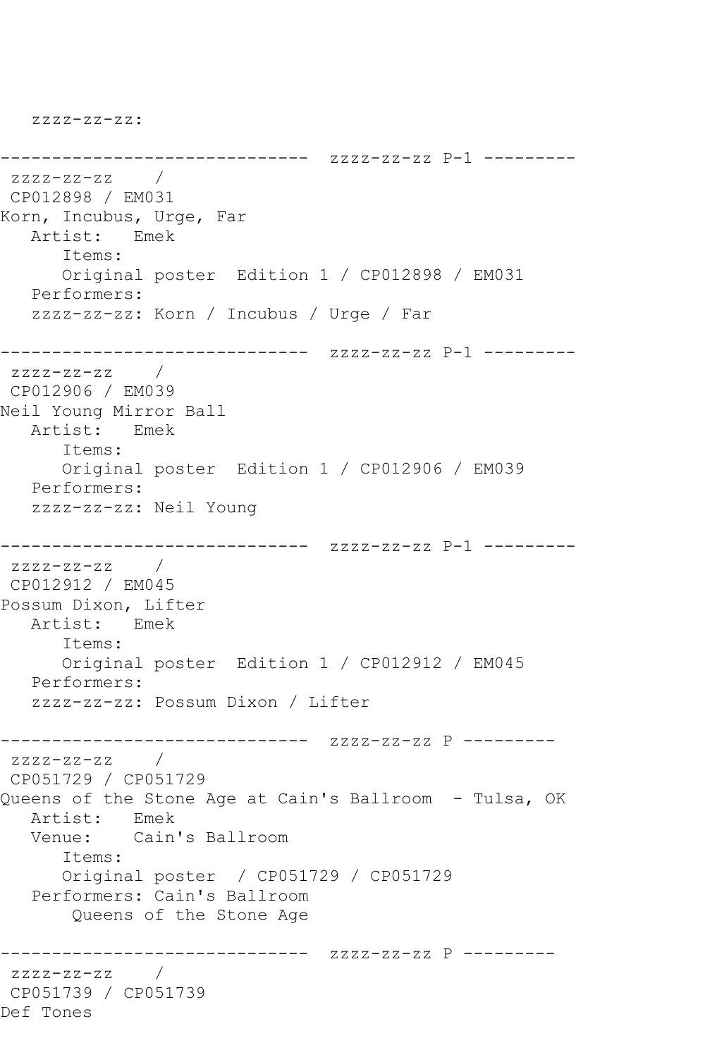zzzz-zz-zz:

------------------------------ zzzz-zz-zz P-1 ---------

zzzz-zz-zz /
CP012898 / EM031
Korn, Incubus, Urge, Far
Artist: Emek
Items:
Original poster Edition 1 / CP012898 / EM031
Performers:
zzzz-zz-zz: Korn / Incubus / Urge / Far

------------------------------ zzzz-zz-zz P-1 ---------

zzzz-zz-zz /
CP012906 / EM039
Neil Young Mirror Ball
Artist: Emek
Items:
Original poster Edition 1 / CP012906 / EM039
Performers:
zzzz-zz-zz: Neil Young

------------------------------ zzzz-zz-zz P-1 ---------

zzzz-zz-zz /
CP012912 / EM045
Possum Dixon, Lifter
Artist: Emek
Items:
Original poster Edition 1 / CP012912 / EM045
Performers:
zzzz-zz-zz: Possum Dixon / Lifter

------------------------------ zzzz-zz-zz P ---------

zzzz-zz-zz /
CP051729 / CP051729
Queens of the Stone Age at Cain's Ballroom - Tulsa, OK
Artist: Emek
Venue: Cain's Ballroom
Items:
Original poster / CP051729 / CP051729
Performers: Cain's Ballroom
Queens of the Stone Age

------------------------------ zzzz-zz-zz P ---------

zzzz-zz-zz /
CP051739 / CP051739
Def Tones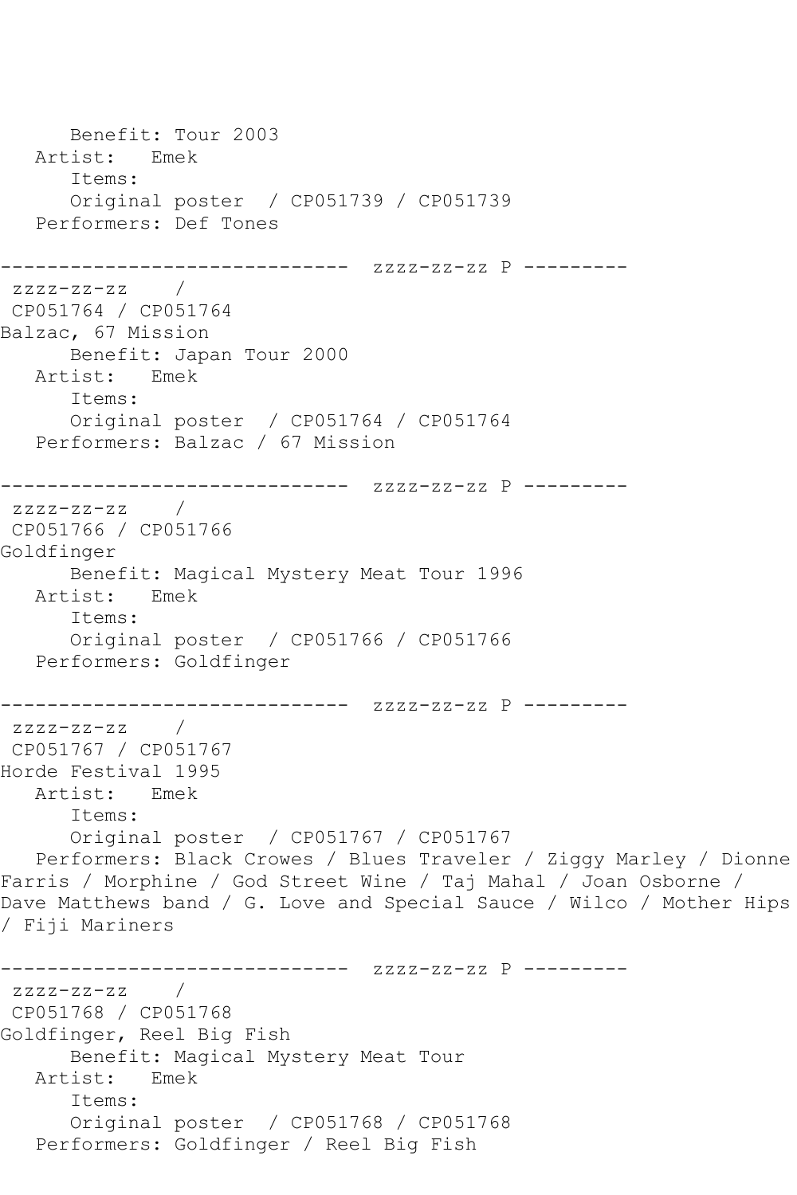Benefit: Tour 2003
Artist: Emek
Items:
Original poster / CP051739 / CP051739
Performers: Def Tones

------------------------------ zzzz-zz-zz P ---------
zzzz-zz-zz /
CP051764 / CP051764
Balzac, 67 Mission
Benefit: Japan Tour 2000
Artist: Emek
Items:
Original poster / CP051764 / CP051764
Performers: Balzac / 67 Mission

------------------------------ zzzz-zz-zz P ---------
zzzz-zz-zz /
CP051766 / CP051766
Goldfinger
Benefit: Magical Mystery Meat Tour 1996
Artist: Emek
Items:
Original poster / CP051766 / CP051766
Performers: Goldfinger

------------------------------ zzzz-zz-zz P ---------
zzzz-zz-zz /
CP051767 / CP051767
Horde Festival 1995
Artist: Emek
Items:
Original poster / CP051767 / CP051767
Performers: Black Crowes / Blues Traveler / Ziggy Marley / Dionne Farris / Morphine / God Street Wine / Taj Mahal / Joan Osborne / Dave Matthews band / G. Love and Special Sauce / Wilco / Mother Hips / Fiji Mariners

------------------------------ zzzz-zz-zz P ---------
zzzz-zz-zz /
CP051768 / CP051768
Goldfinger, Reel Big Fish
Benefit: Magical Mystery Meat Tour
Artist: Emek
Items:
Original poster / CP051768 / CP051768
Performers: Goldfinger / Reel Big Fish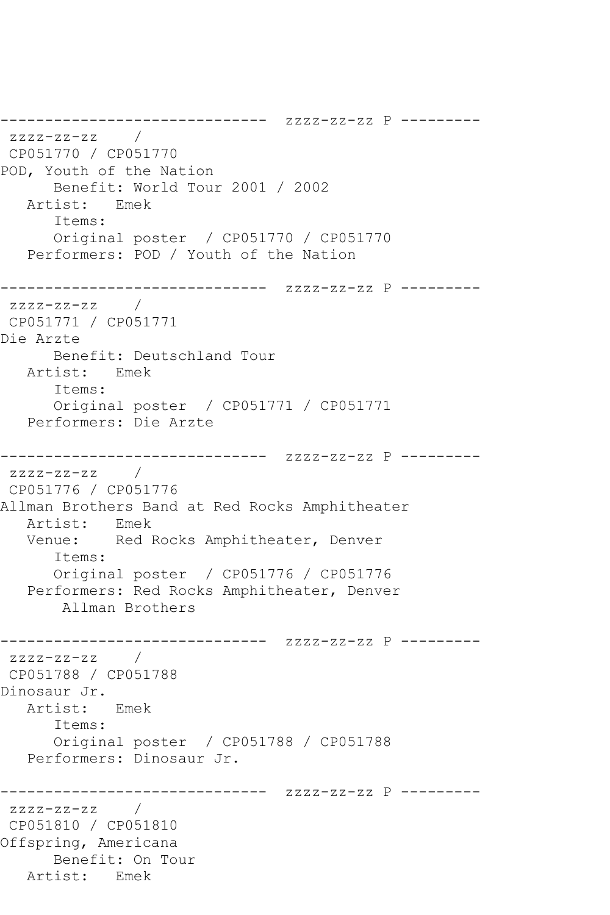```
------------------------------  zzzz-zz-zz P ---------
 zzzz-zz-zz    /
 CP051770 / CP051770
POD, Youth of the Nation
      Benefit: World Tour 2001 / 2002
   Artist:   Emek
      Items:
      Original poster  / CP051770 / CP051770
   Performers: POD / Youth of the Nation

------------------------------  zzzz-zz-zz P ---------
 zzzz-zz-zz    /
 CP051771 / CP051771
Die Arzte
      Benefit: Deutschland Tour
   Artist:   Emek
      Items:
      Original poster  / CP051771 / CP051771
   Performers: Die Arzte

------------------------------  zzzz-zz-zz P ---------
 zzzz-zz-zz    /
 CP051776 / CP051776
Allman Brothers Band at Red Rocks Amphitheater
   Artist:   Emek
   Venue:    Red Rocks Amphitheater, Denver
      Items:
      Original poster  / CP051776 / CP051776
   Performers: Red Rocks Amphitheater, Denver
       Allman Brothers

------------------------------  zzzz-zz-zz P ---------
 zzzz-zz-zz    /
 CP051788 / CP051788
Dinosaur Jr.
   Artist:   Emek
      Items:
      Original poster  / CP051788 / CP051788
   Performers: Dinosaur Jr.

------------------------------  zzzz-zz-zz P ---------
 zzzz-zz-zz    /
 CP051810 / CP051810
Offspring, Americana
      Benefit: On Tour
   Artist:   Emek
```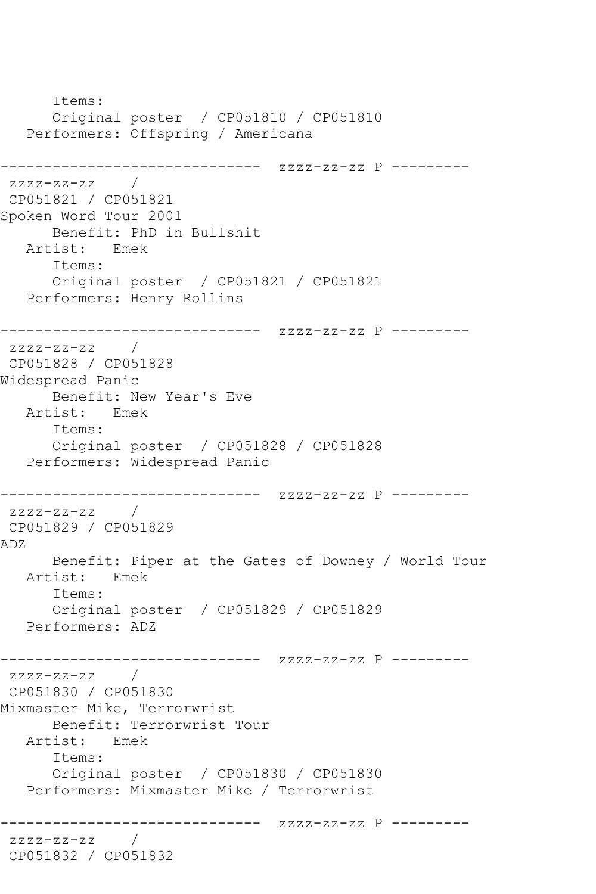```
      Items:
      Original poster  / CP051810 / CP051810
   Performers: Offspring / Americana

------------------------------  zzzz-zz-zz P ---------
 zzzz-zz-zz    /
 CP051821 / CP051821
Spoken Word Tour 2001
      Benefit: PhD in Bullshit
   Artist:   Emek
      Items:
      Original poster  / CP051821 / CP051821
   Performers: Henry Rollins

------------------------------  zzzz-zz-zz P ---------
 zzzz-zz-zz    /
 CP051828 / CP051828
Widespread Panic
      Benefit: New Year's Eve
   Artist:   Emek
      Items:
      Original poster  / CP051828 / CP051828
   Performers: Widespread Panic

------------------------------  zzzz-zz-zz P ---------
 zzzz-zz-zz    /
 CP051829 / CP051829
ADZ
      Benefit: Piper at the Gates of Downey / World Tour
   Artist:   Emek
      Items:
      Original poster  / CP051829 / CP051829
   Performers: ADZ

------------------------------  zzzz-zz-zz P ---------
 zzzz-zz-zz    /
 CP051830 / CP051830
Mixmaster Mike, Terrorwrist
      Benefit: Terrorwrist Tour
   Artist:   Emek
      Items:
      Original poster  / CP051830 / CP051830
   Performers: Mixmaster Mike / Terrorwrist

------------------------------  zzzz-zz-zz P ---------
 zzzz-zz-zz    /
 CP051832 / CP051832
```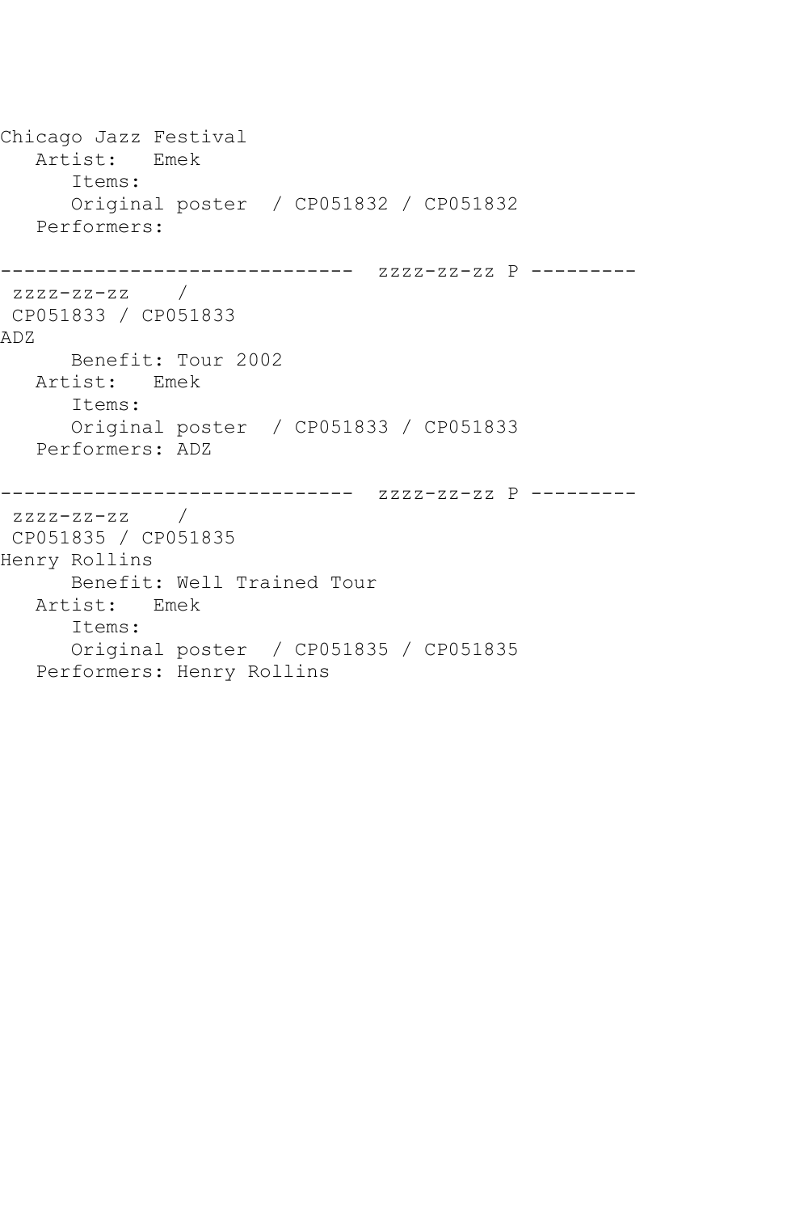Chicago Jazz Festival
   Artist:   Emek
      Items:
      Original poster  / CP051832 / CP051832
   Performers:

------------------------------  zzzz-zz-zz P ---------
 zzzz-zz-zz    /
 CP051833 / CP051833
ADZ
      Benefit: Tour 2002
   Artist:   Emek
      Items:
      Original poster  / CP051833 / CP051833
   Performers: ADZ

------------------------------  zzzz-zz-zz P ---------
 zzzz-zz-zz    /
 CP051835 / CP051835
Henry Rollins
      Benefit: Well Trained Tour
   Artist:   Emek
      Items:
      Original poster  / CP051835 / CP051835
   Performers: Henry Rollins